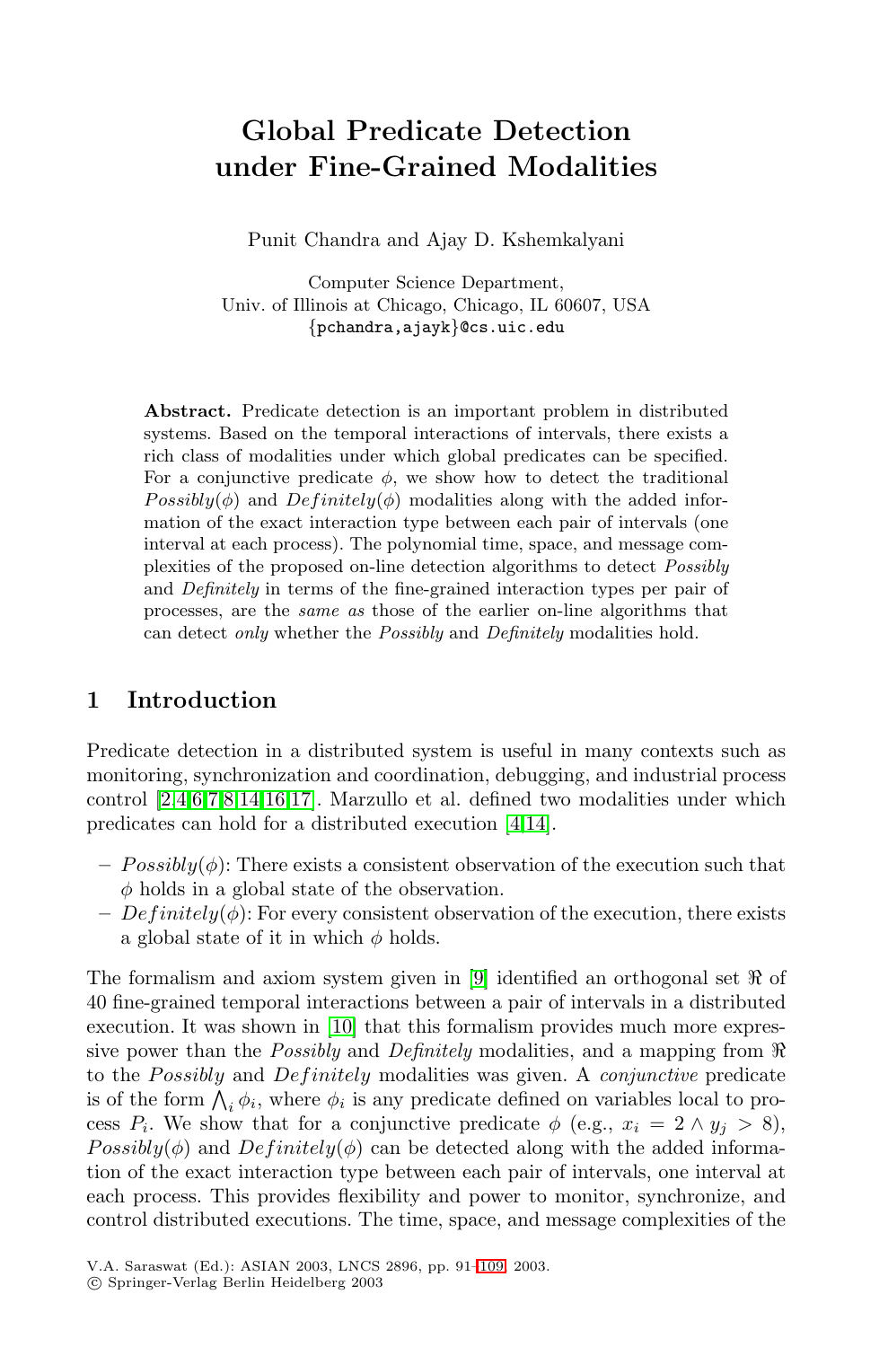# Global Predicate Detection under Fine-Grained Modalities

Punit Chandra and Ajay D. Kshemkalyani

Computer Science Department,
Univ. of Illinois at Chicago, Chicago, IL 60607, USA
{pchandra,ajayk}@cs.uic.edu

**Abstract.** Predicate detection is an important problem in distributed systems. Based on the temporal interactions of intervals, there exists a rich class of modalities under which global predicates can be specified. For a conjunctive predicate $\phi$, we show how to detect the traditional $Possibly(\phi)$ and $Definitely(\phi)$ modalities along with the added information of the exact interaction type between each pair of intervals (one interval at each process). The polynomial time, space, and message complexities of the proposed on-line detection algorithms to detect *Possibly* and *Definitely* in terms of the fine-grained interaction types per pair of processes, are the *same as* those of the earlier on-line algorithms that can detect *only* whether the *Possibly* and *Definitely* modalities hold.

## 1 Introduction

Predicate detection in a distributed system is useful in many contexts such as monitoring, synchronization and coordination, debugging, and industrial process control [2,4,6,7,8,14,16,17]. Marzullo et al. defined two modalities under which predicates can hold for a distributed execution [4,14].

- $Possibly(\phi)$: There exists a consistent observation of the execution such that $\phi$ holds in a global state of the observation.
- $Definitely(\phi)$: For every consistent observation of the execution, there exists a global state of it in which $\phi$ holds.

The formalism and axiom system given in [9] identified an orthogonal set $\Re$ of 40 fine-grained temporal interactions between a pair of intervals in a distributed execution. It was shown in [10] that this formalism provides much more expressive power than the *Possibly* and *Definitely* modalities, and a mapping from $\Re$ to the *Possibly* and *Definitely* modalities was given. A *conjunctive* predicate is of the form $\bigwedge_i \phi_i$, where $\phi_i$ is any predicate defined on variables local to process $P_i$. We show that for a conjunctive predicate $\phi$ (e.g., $x_i = 2 \wedge y_j > 8$), $Possibly(\phi)$ and $Definitely(\phi)$ can be detected along with the added information of the exact interaction type between each pair of intervals, one interval at each process. This provides flexibility and power to monitor, synchronize, and control distributed executions. The time, space, and message complexities of the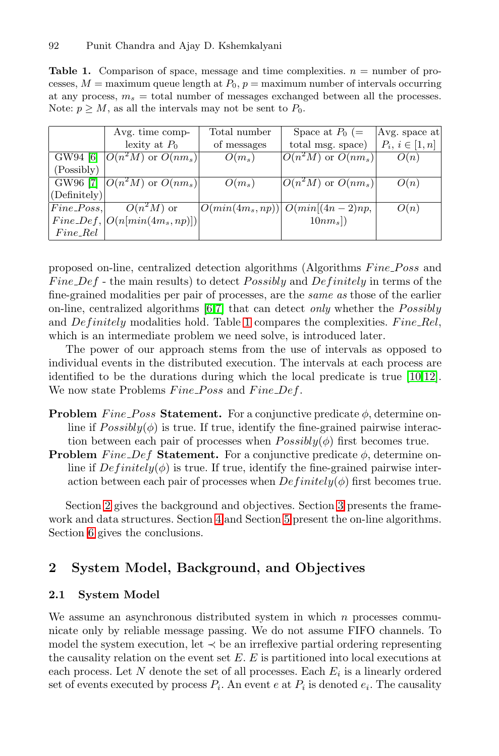**Table 1.** Comparison of space, message and time complexities. $n$ = number of processes, $M$ = maximum queue length at $P_0$, $p$ = maximum number of intervals occurring at any process, $m_s$ = total number of messages exchanged between all the processes. Note: $p \geq M$, as all the intervals may not be sent to $P_0$.

| | Avg. time complexity at $P_0$ | Total number of messages | Space at $P_0$ (= total msg. space) | Avg. space at $P_i$, $i \in [1, n]$ |
|---|---|---|---|---|
| GW94 [6] (Possibly) | $O(n^2M)$ or $O(nm_s)$ | $O(m_s)$ | $O(n^2M)$ or $O(nm_s)$ | $O(n)$ |
| GW96 [7] (Definitely) | $O(n^2M)$ or $O(nm_s)$ | $O(m_s)$ | $O(n^2M)$ or $O(nm_s)$ | $O(n)$ |
| $Fine\_Poss$, $Fine\_Def$, $Fine\_Rel$ | $O(n^2M)$ or $O(n[min(4m_s, np)])$ | $O(min(4m_s, np))$ | $O(min[(4n-2)np, 10nm_s])$ | $O(n)$ |

proposed on-line, centralized detection algorithms (Algorithms $Fine\_Poss$ and $Fine\_Def$ - the main results) to detect $Possibly$ and $Definitely$ in terms of the fine-grained modalities per pair of processes, are the *same as* those of the earlier on-line, centralized algorithms [6,7] that can detect *only* whether the $Possibly$ and $Definitely$ modalities hold. Table 1 compares the complexities. $Fine\_Rel$, which is an intermediate problem we need solve, is introduced later.

The power of our approach stems from the use of intervals as opposed to individual events in the distributed execution. The intervals at each process are identified to be the durations during which the local predicate is true [10,12]. We now state Problems $Fine\_Poss$ and $Fine\_Def$.

**Problem** $Fine\_Poss$ **Statement.** For a conjunctive predicate $\phi$, determine on-line if $Possibly(\phi)$ is true. If true, identify the fine-grained pairwise interaction between each pair of processes when $Possibly(\phi)$ first becomes true.

**Problem** $Fine\_Def$ **Statement.** For a conjunctive predicate $\phi$, determine on-line if $Definitely(\phi)$ is true. If true, identify the fine-grained pairwise interaction between each pair of processes when $Definitely(\phi)$ first becomes true.

Section 2 gives the background and objectives. Section 3 presents the framework and data structures. Section 4 and Section 5 present the on-line algorithms. Section 6 gives the conclusions.

## 2 System Model, Background, and Objectives

### 2.1 System Model

We assume an asynchronous distributed system in which $n$ processes communicate only by reliable message passing. We do not assume FIFO channels. To model the system execution, let $\prec$ be an irreflexive partial ordering representing the causality relation on the event set $E$. $E$ is partitioned into local executions at each process. Let $N$ denote the set of all processes. Each $E_i$ is a linearly ordered set of events executed by process $P_i$. An event $e$ at $P_i$ is denoted $e_i$. The causality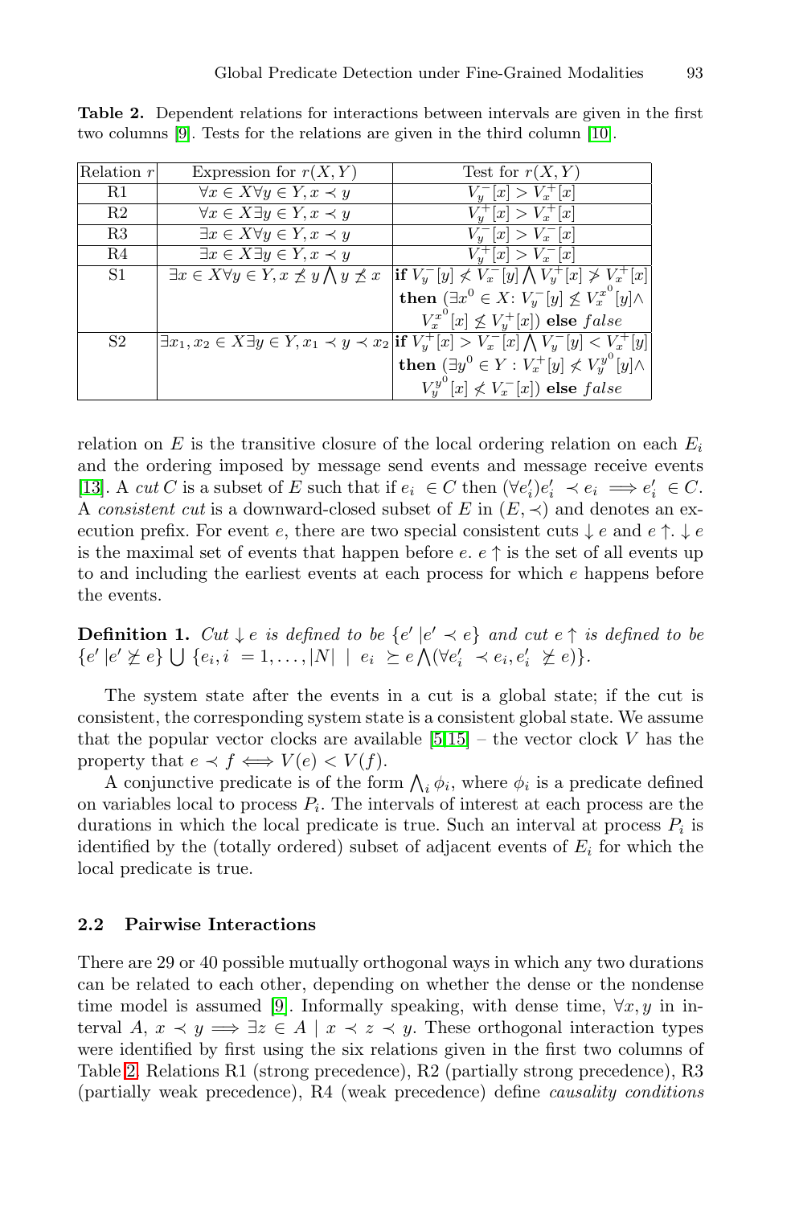**Table 2.** Dependent relations for interactions between intervals are given in the first two columns [9]. Tests for the relations are given in the third column [10].

| Relation $r$ | Expression for $r(X,Y)$ | Test for $r(X,Y)$ |
|---|---|---|
| R1 | $\forall x \in X \forall y \in Y, x \prec y$ | $V_y^-[x] > V_x^+[x]$ |
| R2 | $\forall x \in X \exists y \in Y, x \prec y$ | $V_y^+[x] > V_x^+[x]$ |
| R3 | $\exists x \in X \forall y \in Y, x \prec y$ | $V_y^-[x] > V_x^-[x]$ |
| R4 | $\exists x \in X \exists y \in Y, x \prec y$ | $V_y^+[x] > V_x^-[x]$ |
| S1 | $\exists x \in X \forall y \in Y, x \not\preceq y \bigwedge y \not\preceq x$ | **if** $V_y^-[y] \not< V_x^-[y] \bigwedge V_y^+[x] \not> V_x^+[x]$ **then** $(\exists x^0 \in X$: $V_y^-[y] \not\leq V_x^{x^0}[y] \wedge$ $V_x^{x^0}[x] \not\leq V_y^+[x])$ **else** *false* |
| S2 | $\exists x_1, x_2 \in X \exists y \in Y, x_1 \prec y \prec x_2$ | **if** $V_y^+[x] > V_x^-[x] \bigwedge V_y^-[y] < V_x^+[y]$ **then** $(\exists y^0 \in Y : V_x^+[y] \not< V_y^{y^0}[y] \wedge$ $V_y^{y^0}[x] \not< V_x^-[x])$ **else** *false* |

relation on $E$ is the transitive closure of the local ordering relation on each $E_i$ and the ordering imposed by message send events and message receive events [13]. A *cut* $C$ is a subset of $E$ such that if $e_i \in C$ then $(\forall e'_i) e'_i \prec e_i \implies e'_i \in C$. A *consistent cut* is a downward-closed subset of $E$ in $(E, \prec)$ and denotes an execution prefix. For event $e$, there are two special consistent cuts $\downarrow e$ and $e \uparrow$. $\downarrow e$ is the maximal set of events that happen before $e$. $e \uparrow$ is the set of all events up to and including the earliest events at each process for which $e$ happens before the events.

**Definition 1.** *Cut* $\downarrow e$ *is defined to be* $\{e' \,|e' \prec e\}$ *and cut* $e \uparrow$ *is defined to be* $\{e' \,|e' \not\succeq e\} \bigcup \{e_i, i = 1, \ldots, |N| \;\;|\;\; e_i \succeq e \bigwedge (\forall e'_i \prec e_i, e'_i \not\succeq e)\}$.

The system state after the events in a cut is a global state; if the cut is consistent, the corresponding system state is a consistent global state. We assume that the popular vector clocks are available [5,15] – the vector clock $V$ has the property that $e \prec f \iff V(e) < V(f)$.

A conjunctive predicate is of the form $\bigwedge_i \phi_i$, where $\phi_i$ is a predicate defined on variables local to process $P_i$. The intervals of interest at each process are the durations in which the local predicate is true. Such an interval at process $P_i$ is identified by the (totally ordered) subset of adjacent events of $E_i$ for which the local predicate is true.

### 2.2 Pairwise Interactions

There are 29 or 40 possible mutually orthogonal ways in which any two durations can be related to each other, depending on whether the dense or the nondense time model is assumed [9]. Informally speaking, with dense time, $\forall x, y$ in interval $A$, $x \prec y \implies \exists z \in A \mid x \prec z \prec y$. These orthogonal interaction types were identified by first using the six relations given in the first two columns of Table 2. Relations R1 (strong precedence), R2 (partially strong precedence), R3 (partially weak precedence), R4 (weak precedence) define *causality conditions*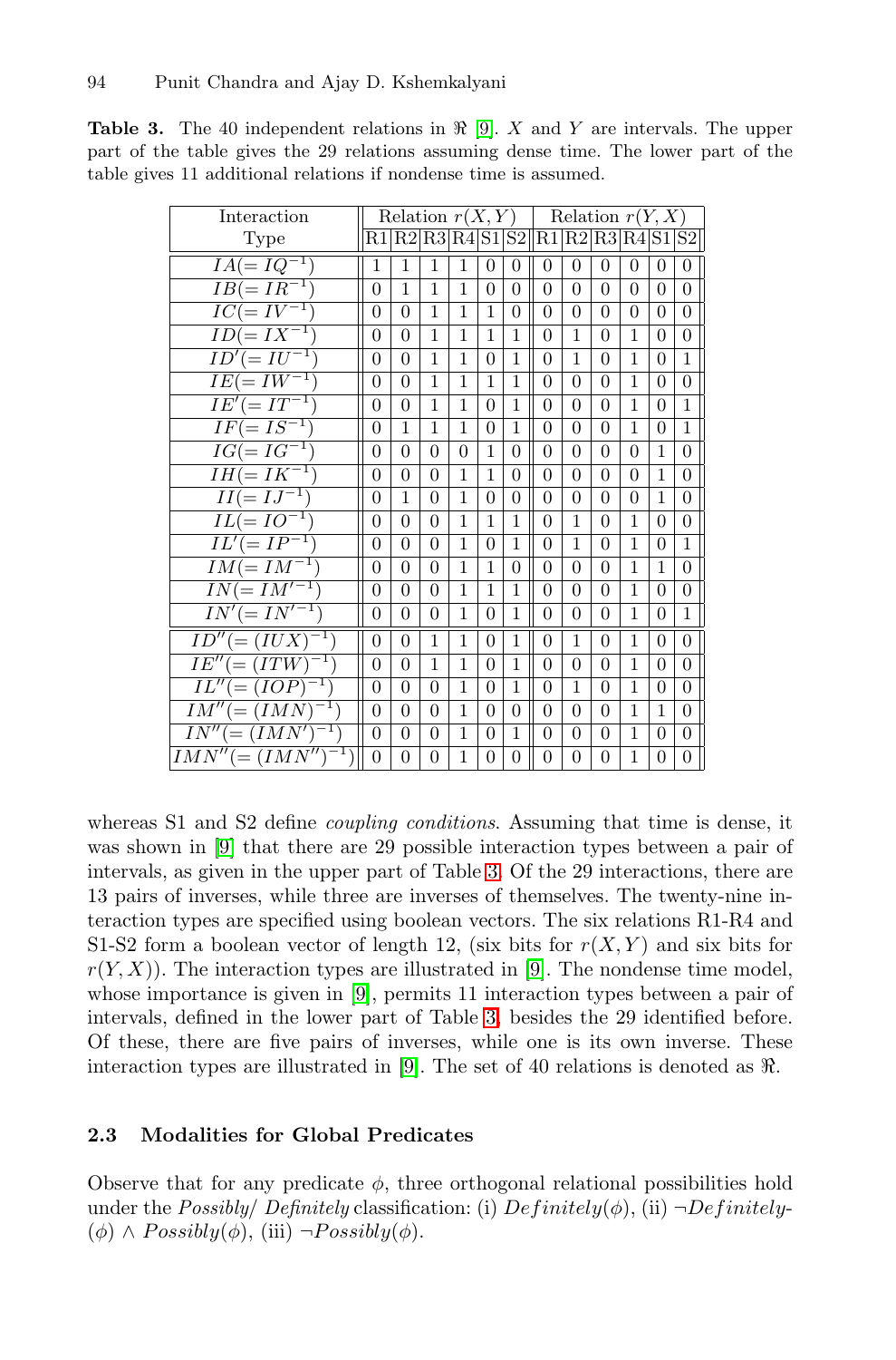**Table 3.** The 40 independent relations in $\Re$ [9]. $X$ and $Y$ are intervals. The upper part of the table gives the 29 relations assuming dense time. The lower part of the table gives 11 additional relations if nondense time is assumed.

| Interaction Type | Relation $r(X,Y)$ | | | | | | Relation $r(Y,X)$ | | | | | |
|---|---|---|---|---|---|---|---|---|---|---|---|---|
| | R1 | R2 | R3 | R4 | S1 | S2 | R1 | R2 | R3 | R4 | S1 | S2 |
| $IA(=IQ^{-1})$ | 1 | 1 | 1 | 1 | 0 | 0 | 0 | 0 | 0 | 0 | 0 | 0 |
| $IB(=IR^{-1})$ | 0 | 1 | 1 | 1 | 0 | 0 | 0 | 0 | 0 | 0 | 0 | 0 |
| $IC(=IV^{-1})$ | 0 | 0 | 1 | 1 | 1 | 0 | 0 | 0 | 0 | 0 | 0 | 0 |
| $ID(=IX^{-1})$ | 0 | 0 | 1 | 1 | 1 | 1 | 0 | 1 | 0 | 1 | 0 | 0 |
| $ID'(=IU^{-1})$ | 0 | 0 | 1 | 1 | 0 | 1 | 0 | 1 | 0 | 1 | 0 | 1 |
| $IE(=IW^{-1})$ | 0 | 0 | 1 | 1 | 1 | 1 | 0 | 0 | 0 | 1 | 0 | 0 |
| $IE'(=IT^{-1})$ | 0 | 0 | 1 | 1 | 0 | 1 | 0 | 0 | 0 | 1 | 0 | 1 |
| $IF(=IS^{-1})$ | 0 | 1 | 1 | 1 | 0 | 1 | 0 | 0 | 0 | 1 | 0 | 1 |
| $IG(=IG^{-1})$ | 0 | 0 | 0 | 0 | 1 | 0 | 0 | 0 | 0 | 0 | 1 | 0 |
| $IH(=IK^{-1})$ | 0 | 0 | 0 | 1 | 1 | 0 | 0 | 0 | 0 | 0 | 1 | 0 |
| $II(=IJ^{-1})$ | 0 | 1 | 0 | 1 | 0 | 0 | 0 | 0 | 0 | 0 | 1 | 0 |
| $IL(=IO^{-1})$ | 0 | 0 | 0 | 1 | 1 | 1 | 0 | 1 | 0 | 1 | 0 | 0 |
| $IL'(=IP^{-1})$ | 0 | 0 | 0 | 1 | 0 | 1 | 0 | 1 | 0 | 1 | 0 | 1 |
| $IM(=IM^{-1})$ | 0 | 0 | 0 | 1 | 1 | 0 | 0 | 0 | 0 | 1 | 1 | 0 |
| $IN(=IM'^{-1})$ | 0 | 0 | 0 | 1 | 1 | 1 | 0 | 0 | 0 | 1 | 0 | 0 |
| $IN'(=IN'^{-1})$ | 0 | 0 | 0 | 1 | 0 | 1 | 0 | 0 | 0 | 1 | 0 | 1 |
| $ID''(=(IUX)^{-1})$ | 0 | 0 | 1 | 1 | 0 | 1 | 0 | 1 | 0 | 1 | 0 | 0 |
| $IE''(=(ITW)^{-1})$ | 0 | 0 | 1 | 1 | 0 | 1 | 0 | 0 | 0 | 1 | 0 | 0 |
| $IL''(=(IOP)^{-1})$ | 0 | 0 | 0 | 1 | 0 | 1 | 0 | 1 | 0 | 1 | 0 | 0 |
| $IM''(=(IMN)^{-1})$ | 0 | 0 | 0 | 1 | 0 | 0 | 0 | 0 | 0 | 1 | 1 | 0 |
| $IN''(=(IMN')^{-1})$ | 0 | 0 | 0 | 1 | 0 | 1 | 0 | 0 | 0 | 1 | 0 | 0 |
| $IMN''(=(IMN'')^{-1})$ | 0 | 0 | 0 | 1 | 0 | 0 | 0 | 0 | 0 | 1 | 0 | 0 |

whereas S1 and S2 define *coupling conditions*. Assuming that time is dense, it was shown in [9] that there are 29 possible interaction types between a pair of intervals, as given in the upper part of Table 3. Of the 29 interactions, there are 13 pairs of inverses, while three are inverses of themselves. The twenty-nine interaction types are specified using boolean vectors. The six relations R1-R4 and S1-S2 form a boolean vector of length 12, (six bits for $r(X,Y)$ and six bits for $r(Y,X)$). The interaction types are illustrated in [9]. The nondense time model, whose importance is given in [9], permits 11 interaction types between a pair of intervals, defined in the lower part of Table 3, besides the 29 identified before. Of these, there are five pairs of inverses, while one is its own inverse. These interaction types are illustrated in [9]. The set of 40 relations is denoted as $\Re$.

### 2.3 Modalities for Global Predicates

Observe that for any predicate $\phi$, three orthogonal relational possibilities hold under the *Possibly*/ *Definitely* classification: (i) $Definitely(\phi)$, (ii) $\neg Definitely(\phi) \wedge Possibly(\phi)$, (iii) $\neg Possibly(\phi)$.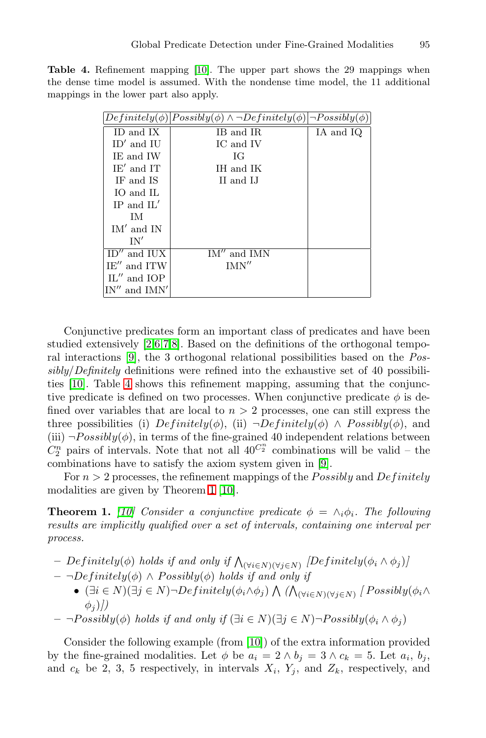**Table 4.** Refinement mapping [10]. The upper part shows the 29 mappings when the dense time model is assumed. With the nondense time model, the 11 additional mappings in the lower part also apply.

| $Definitely(\phi)$ | $Possibly(\phi) \wedge \neg Definitely(\phi)$ | $\neg Possibly(\phi)$ |
|---|---|---|
| ID and IX | IB and IR | IA and IQ |
| ID′ and IU | IC and IV | |
| IE and IW | IG | |
| IE′ and IT | IH and IK | |
| IF and IS | II and IJ | |
| IO and IL | | |
| IP and IL′ | | |
| IM | | |
| IM′ and IN | | |
| IN′ | | |
| ID″ and IUX | IM″ and IMN | |
| IE″ and ITW | IMN″ | |
| IL″ and IOP | | |
| IN″ and IMN′ | | |

Conjunctive predicates form an important class of predicates and have been studied extensively [2,6,7,8]. Based on the definitions of the orthogonal temporal interactions [9], the 3 orthogonal relational possibilities based on the *Possibly*/*Definitely* definitions were refined into the exhaustive set of 40 possibilities [10]. Table 4 shows this refinement mapping, assuming that the conjunctive predicate is defined on two processes. When conjunctive predicate $\phi$ is defined over variables that are local to $n > 2$ processes, one can still express the three possibilities (i) $Definitely(\phi)$, (ii) $\neg Definitely(\phi) \wedge Possibly(\phi)$, and (iii) $\neg Possibly(\phi)$, in terms of the fine-grained 40 independent relations between $C_2^n$ pairs of intervals. Note that not all $40^{C_2^n}$ combinations will be valid – the combinations have to satisfy the axiom system given in [9].

For $n > 2$ processes, the refinement mappings of the *Possibly* and $Definitely$ modalities are given by Theorem 1 [10].

**Theorem 1.** *[10] Consider a conjunctive predicate $\phi = \wedge_i \phi_i$. The following results are implicitly qualified over a set of intervals, containing one interval per process.*

- *$Definitely(\phi)$ holds if and only if $\bigwedge_{(\forall i \in N)(\forall j \in N)} [Definitely(\phi_i \wedge \phi_j)]$*
- *$\neg Definitely(\phi) \wedge Possibly(\phi)$ holds if and only if*
  - *$(\exists i \in N)(\exists j \in N) \neg Definitely(\phi_i \wedge \phi_j) \bigwedge (\bigwedge_{(\forall i \in N)(\forall j \in N)} [Possibly(\phi_i \wedge \phi_j)])$*
- *$\neg Possibly(\phi)$ holds if and only if $(\exists i \in N)(\exists j \in N) \neg Possibly(\phi_i \wedge \phi_j)$*

Consider the following example (from [10]) of the extra information provided by the fine-grained modalities. Let $\phi$ be $a_i = 2 \wedge b_j = 3 \wedge c_k = 5$. Let $a_i$, $b_j$, and $c_k$ be 2, 3, 5 respectively, in intervals $X_i$, $Y_j$, and $Z_k$, respectively, and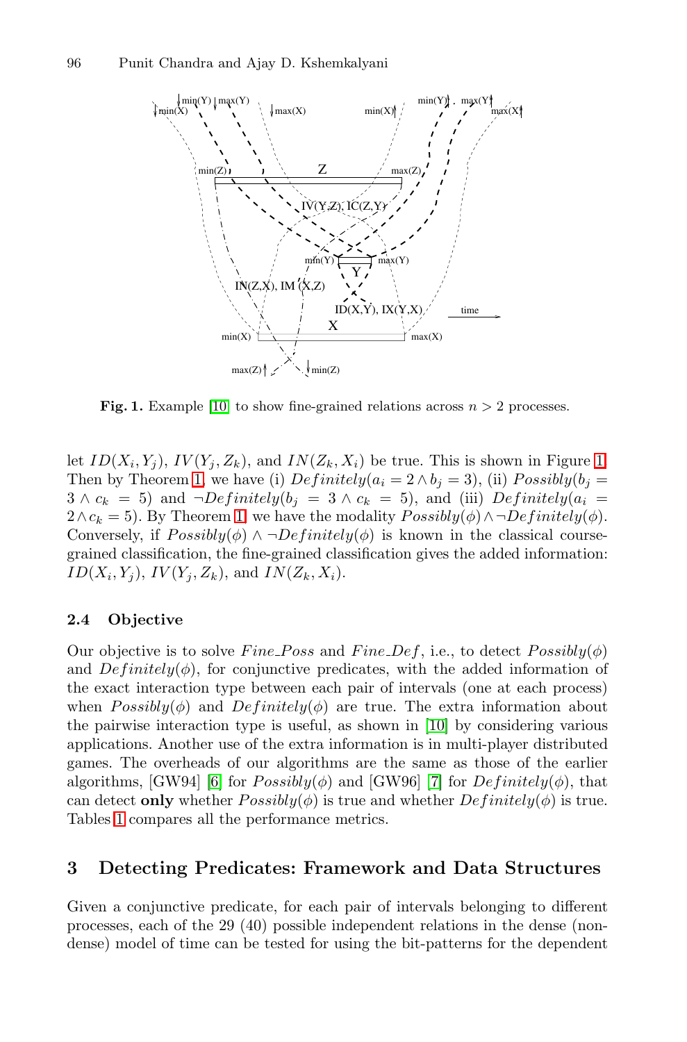**Fig. 1.** Example [10] to show fine-grained relations across $n > 2$ processes.

let $ID(X_i, Y_j)$, $IV(Y_j, Z_k)$, and $IN(Z_k, X_i)$ be true. This is shown in Figure 1. Then by Theorem 1, we have (i) $Definitely(a_i = 2 \wedge b_j = 3)$, (ii) $Possibly(b_j = 3 \wedge c_k = 5)$ and $\neg Definitely(b_j = 3 \wedge c_k = 5)$, and (iii) $Definitely(a_i = 2 \wedge c_k = 5)$. By Theorem 1, we have the modality $Possibly(\phi) \wedge \neg Definitely(\phi)$. Conversely, if $Possibly(\phi) \wedge \neg Definitely(\phi)$ is known in the classical course-grained classification, the fine-grained classification gives the added information: $ID(X_i, Y_j)$, $IV(Y_j, Z_k)$, and $IN(Z_k, X_i)$.

### 2.4 Objective

Our objective is to solve $Fine\_Poss$ and $Fine\_Def$, i.e., to detect $Possibly(\phi)$ and $Definitely(\phi)$, for conjunctive predicates, with the added information of the exact interaction type between each pair of intervals (one at each process) when $Possibly(\phi)$ and $Definitely(\phi)$ are true. The extra information about the pairwise interaction type is useful, as shown in [10] by considering various applications. Another use of the extra information is in multi-player distributed games. The overheads of our algorithms are the same as those of the earlier algorithms, [GW94] [6] for $Possibly(\phi)$ and [GW96] [7] for $Definitely(\phi)$, that can detect **only** whether $Possibly(\phi)$ is true and whether $Definitely(\phi)$ is true. Tables 1 compares all the performance metrics.

## 3 Detecting Predicates: Framework and Data Structures

Given a conjunctive predicate, for each pair of intervals belonging to different processes, each of the 29 (40) possible independent relations in the dense (non-dense) model of time can be tested for using the bit-patterns for the dependent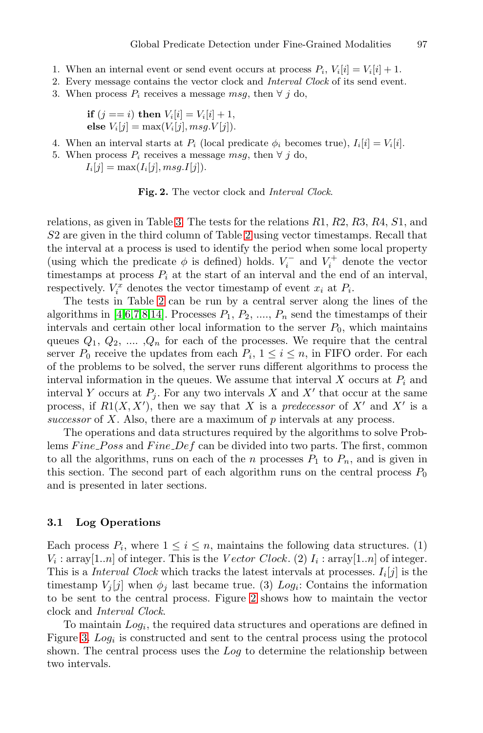1. When an internal event or send event occurs at process $P_i$, $V_i[i] = V_i[i] + 1$.
2. Every message contains the vector clock and *Interval Clock* of its send event.
3. When process $P_i$ receives a message $msg$, then $\forall\ j$ do,

   **if** $(j == i)$ **then** $V_i[i] = V_i[i] + 1$,
   **else** $V_i[j] = \max(V_i[j], msg.V[j])$.

4. When an interval starts at $P_i$ (local predicate $\phi_i$ becomes true), $I_i[i] = V_i[i]$.
5. When process $P_i$ receives a message $msg$, then $\forall\ j$ do,
   $I_i[j] = \max(I_i[j], msg.I[j])$.

**Fig. 2.** The vector clock and *Interval Clock*.

relations, as given in Table 3. The tests for the relations $R1$, $R2$, $R3$, $R4$, $S1$, and $S2$ are given in the third column of Table 2 using vector timestamps. Recall that the interval at a process is used to identify the period when some local property (using which the predicate $\phi$ is defined) holds. $V_i^-$ and $V_i^+$ denote the vector timestamps at process $P_i$ at the start of an interval and the end of an interval, respectively. $V_i^x$ denotes the vector timestamp of event $x_i$ at $P_i$.

The tests in Table 2 can be run by a central server along the lines of the algorithms in [4,6,7,8,14]. Processes $P_1$, $P_2$, ...., $P_n$ send the timestamps of their intervals and certain other local information to the server $P_0$, which maintains queues $Q_1$, $Q_2$, .... ,$Q_n$ for each of the processes. We require that the central server $P_0$ receive the updates from each $P_i$, $1 \leq i \leq n$, in FIFO order. For each of the problems to be solved, the server runs different algorithms to process the interval information in the queues. We assume that interval $X$ occurs at $P_i$ and interval $Y$ occurs at $P_j$. For any two intervals $X$ and $X'$ that occur at the same process, if $R1(X, X')$, then we say that $X$ is a *predecessor* of $X'$ and $X'$ is a *successor* of $X$. Also, there are a maximum of $p$ intervals at any process.

The operations and data structures required by the algorithms to solve Problems *Fine_Poss* and *Fine_Def* can be divided into two parts. The first, common to all the algorithms, runs on each of the $n$ processes $P_1$ to $P_n$, and is given in this section. The second part of each algorithm runs on the central process $P_0$ and is presented in later sections.

### 3.1 Log Operations

Each process $P_i$, where $1 \leq i \leq n$, maintains the following data structures. (1) $V_i$ : array[1..$n$] of integer. This is the *Vector Clock*. (2) $I_i$ : array[1..$n$] of integer. This is a *Interval Clock* which tracks the latest intervals at processes. $I_i[j]$ is the timestamp $V_j[j]$ when $\phi_j$ last became true. (3) $Log_i$: Contains the information to be sent to the central process. Figure 2 shows how to maintain the vector clock and *Interval Clock*.

To maintain $Log_i$, the required data structures and operations are defined in Figure 3. $Log_i$ is constructed and sent to the central process using the protocol shown. The central process uses the $Log$ to determine the relationship between two intervals.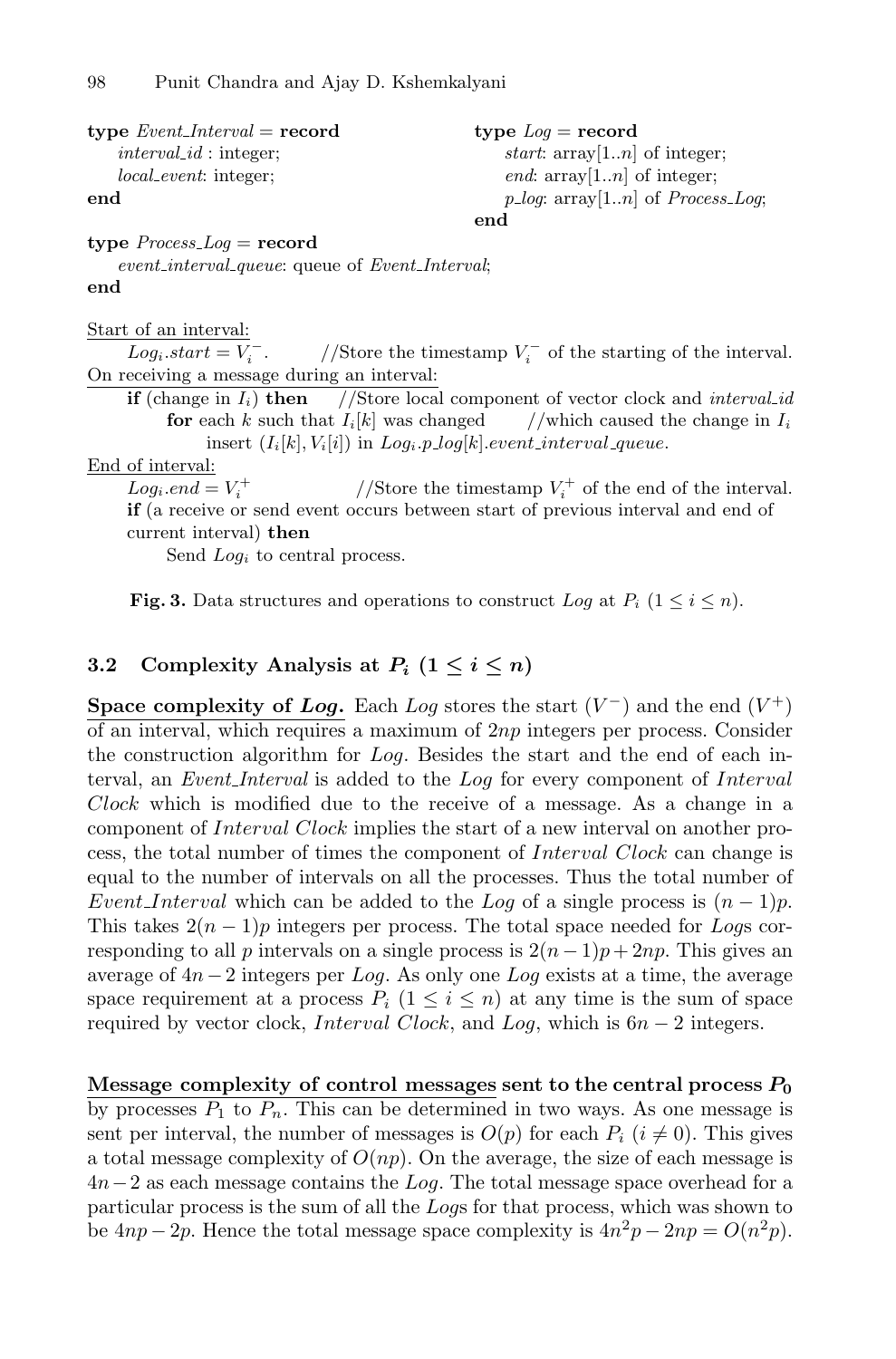```
type Event_Interval = record
    interval_id : integer;
    local_event: integer;
end

type Log = record
    start: array[1..n] of integer;
    end: array[1..n] of integer;
    p_log: array[1..n] of Process_Log;
end

type Process_Log = record
    event_interval_queue: queue of Event_Interval;
end

Start of an interval:
    Log_i.start = V_i^-.          //Store the timestamp V_i^- of the starting of the interval.
On receiving a message during an interval:
    if (change in I_i) then     //Store local component of vector clock and interval_id
        for each k such that I_i[k] was changed      //which caused the change in I_i
            insert (I_i[k], V_i[i]) in Log_i.p_log[k].event_interval_queue.
End of interval:
    Log_i.end = V_i^+             //Store the timestamp V_i^+ of the end of the interval.
    if (a receive or send event occurs between start of previous interval and end of
    current interval) then
        Send Log_i to central process.
```

**Fig. 3.** Data structures and operations to construct *Log* at $P_i$ $(1 \leq i \leq n)$.

### 3.2 Complexity Analysis at $P_i$ $(1 \leq i \leq n)$

**Space complexity of *Log*.** Each *Log* stores the start $(V^-)$ and the end $(V^+)$ of an interval, which requires a maximum of $2np$ integers per process. Consider the construction algorithm for *Log*. Besides the start and the end of each interval, an *Event_Interval* is added to the *Log* for every component of *Interval Clock* which is modified due to the receive of a message. As a change in a component of *Interval Clock* implies the start of a new interval on another process, the total number of times the component of *Interval Clock* can change is equal to the number of intervals on all the processes. Thus the total number of *Event_Interval* which can be added to the *Log* of a single process is $(n-1)p$. This takes $2(n-1)p$ integers per process. The total space needed for *Log*s corresponding to all $p$ intervals on a single process is $2(n-1)p + 2np$. This gives an average of $4n-2$ integers per *Log*. As only one *Log* exists at a time, the average space requirement at a process $P_i$ $(1 \leq i \leq n)$ at any time is the sum of space required by vector clock, *Interval Clock*, and *Log*, which is $6n-2$ integers.

**Message complexity of control messages sent to the central process $P_0$** by processes $P_1$ to $P_n$. This can be determined in two ways. As one message is sent per interval, the number of messages is $O(p)$ for each $P_i$ $(i \neq 0)$. This gives a total message complexity of $O(np)$. On the average, the size of each message is $4n-2$ as each message contains the *Log*. The total message space overhead for a particular process is the sum of all the *Log*s for that process, which was shown to be $4np - 2p$. Hence the total message space complexity is $4n^2p - 2np = O(n^2p)$.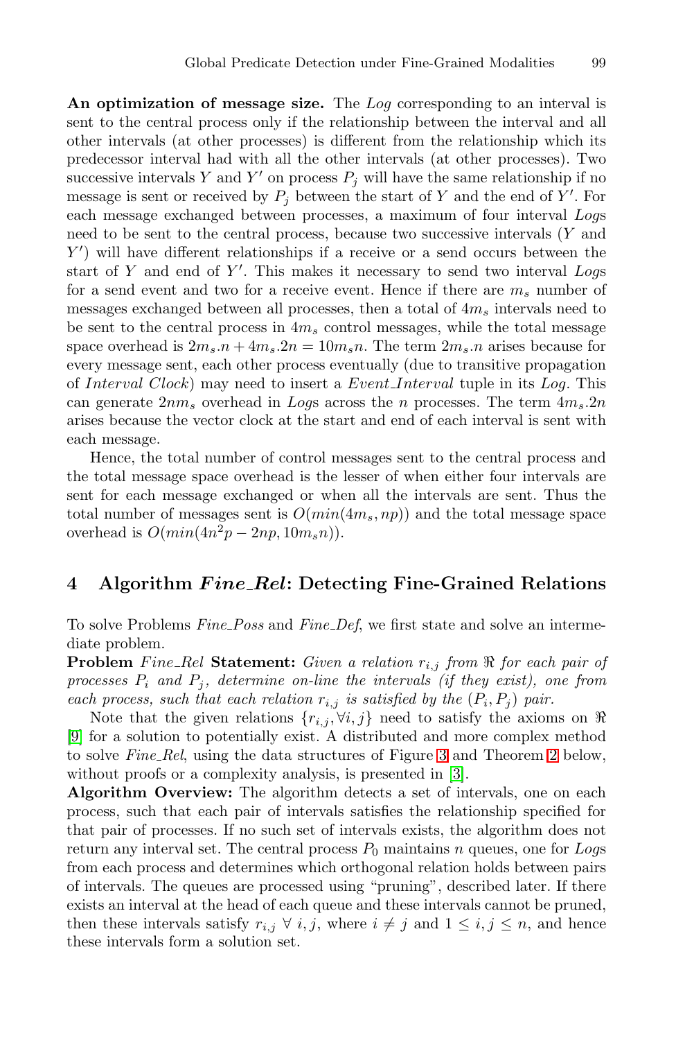**An optimization of message size.** The *Log* corresponding to an interval is sent to the central process only if the relationship between the interval and all other intervals (at other processes) is different from the relationship which its predecessor interval had with all the other intervals (at other processes). Two successive intervals $Y$ and $Y'$ on process $P_j$ will have the same relationship if no message is sent or received by $P_j$ between the start of $Y$ and the end of $Y'$. For each message exchanged between processes, a maximum of four interval *Log*s need to be sent to the central process, because two successive intervals ($Y$ and $Y'$) will have different relationships if a receive or a send occurs between the start of $Y$ and end of $Y'$. This makes it necessary to send two interval *Log*s for a send event and two for a receive event. Hence if there are $m_s$ number of messages exchanged between all processes, then a total of $4m_s$ intervals need to be sent to the central process in $4m_s$ control messages, while the total message space overhead is $2m_s.n + 4m_s.2n = 10m_sn$. The term $2m_s.n$ arises because for every message sent, each other process eventually (due to transitive propagation of *Interval Clock*) may need to insert a *Event_Interval* tuple in its *Log*. This can generate $2nm_s$ overhead in *Log*s across the $n$ processes. The term $4m_s.2n$ arises because the vector clock at the start and end of each interval is sent with each message.

Hence, the total number of control messages sent to the central process and the total message space overhead is the lesser of when either four intervals are sent for each message exchanged or when all the intervals are sent. Thus the total number of messages sent is $O(min(4m_s, np))$ and the total message space overhead is $O(min(4n^2p - 2np, 10m_sn))$.

## 4 Algorithm *Fine_Rel*: Detecting Fine-Grained Relations

To solve Problems *Fine_Poss* and *Fine_Def*, we first state and solve an intermediate problem.

**Problem** *Fine_Rel* **Statement:** *Given a relation $r_{i,j}$ from $\Re$ for each pair of processes $P_i$ and $P_j$, determine on-line the intervals (if they exist), one from each process, such that each relation $r_{i,j}$ is satisfied by the $(P_i, P_j)$ pair.*

Note that the given relations $\{r_{i,j}, \forall i, j\}$ need to satisfy the axioms on $\Re$ [9] for a solution to potentially exist. A distributed and more complex method to solve *Fine_Rel*, using the data structures of Figure 3 and Theorem 2 below, without proofs or a complexity analysis, is presented in [3].

**Algorithm Overview:** The algorithm detects a set of intervals, one on each process, such that each pair of intervals satisfies the relationship specified for that pair of processes. If no such set of intervals exists, the algorithm does not return any interval set. The central process $P_0$ maintains $n$ queues, one for *Log*s from each process and determines which orthogonal relation holds between pairs of intervals. The queues are processed using "pruning", described later. If there exists an interval at the head of each queue and these intervals cannot be pruned, then these intervals satisfy $r_{i,j}$ $\forall$ $i, j$, where $i \neq j$ and $1 \leq i, j \leq n$, and hence these intervals form a solution set.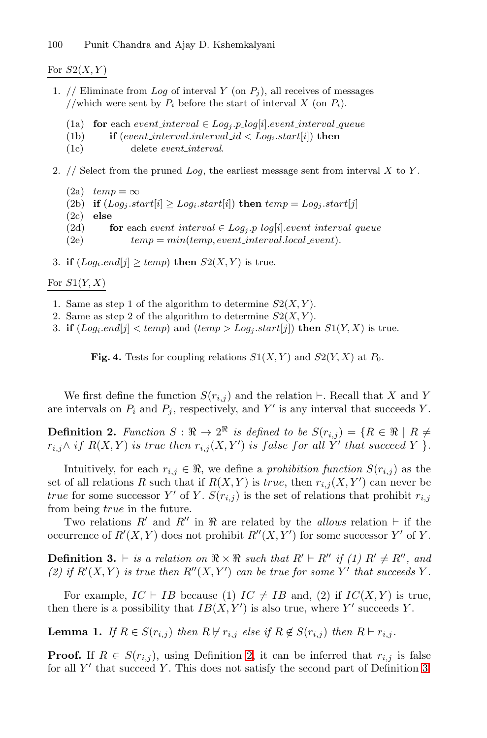For $S2(X, Y)$

1. // Eliminate from *Log* of interval $Y$ (on $P_j$), all receives of messages //which were sent by $P_i$ before the start of interval $X$ (on $P_i$).

   (1a) **for** each $event\_interval \in Log_j.p\_log[i].event\_interval\_queue$
   (1b) &nbsp;&nbsp;&nbsp;&nbsp;**if** ($event\_interval.interval\_id < Log_i.start[i]$) **then**
   (1c) &nbsp;&nbsp;&nbsp;&nbsp;&nbsp;&nbsp;&nbsp;&nbsp;delete $event\_interval$.

2. // Select from the pruned *Log*, the earliest message sent from interval $X$ to $Y$.

   (2a) $temp = \infty$
   (2b) **if** ($Log_j.start[i] \geq Log_i.start[i]$) **then** $temp = Log_j.start[j]$
   (2c) **else**
   (2d) &nbsp;&nbsp;&nbsp;&nbsp;**for** each $event\_interval \in Log_j.p\_log[i].event\_interval\_queue$
   (2e) &nbsp;&nbsp;&nbsp;&nbsp;&nbsp;&nbsp;&nbsp;&nbsp;$temp = min(temp, event\_interval.local\_event)$.

3. **if** ($Log_i.end[j] \geq temp$) **then** $S2(X, Y)$ is true.

For $S1(Y, X)$

1. Same as step 1 of the algorithm to determine $S2(X, Y)$.
2. Same as step 2 of the algorithm to determine $S2(X, Y)$.
3. **if** ($Log_i.end[j] < temp$) and ($temp > Log_j.start[j]$) **then** $S1(Y, X)$ is true.

**Fig. 4.** Tests for coupling relations $S1(X, Y)$ and $S2(Y, X)$ at $P_0$.

We first define the function $S(r_{i,j})$ and the relation $\vdash$. Recall that $X$ and $Y$ are intervals on $P_i$ and $P_j$, respectively, and $Y'$ is any interval that succeeds $Y$.

**Definition 2.** *Function* $S : \Re \rightarrow 2^{\Re}$ *is defined to be* $S(r_{i,j}) = \{R \in \Re \mid R \neq r_{i,j} \wedge$ *if* $R(X, Y)$ *is true then* $r_{i,j}(X, Y')$ *is false for all* $Y'$ *that succeed* $Y$ $\}$.

Intuitively, for each $r_{i,j} \in \Re$, we define a *prohibition function* $S(r_{i,j})$ as the set of all relations $R$ such that if $R(X, Y)$ is *true*, then $r_{i,j}(X, Y')$ can never be *true* for some successor $Y'$ of $Y$. $S(r_{i,j})$ is the set of relations that prohibit $r_{i,j}$ from being *true* in the future.

Two relations $R'$ and $R''$ in $\Re$ are related by the *allows* relation $\vdash$ if the occurrence of $R'(X, Y)$ does not prohibit $R''(X, Y')$ for some successor $Y'$ of $Y$.

**Definition 3.** $\vdash$ *is a relation on* $\Re \times \Re$ *such that* $R' \vdash R''$ *if (1)* $R' \neq R''$*, and (2) if* $R'(X, Y)$ *is true then* $R''(X, Y')$ *can be true for some* $Y'$ *that succeeds* $Y$.

For example, $IC \vdash IB$ because (1) $IC \neq IB$ and, (2) if $IC(X, Y)$ is true, then there is a possibility that $IB(X, Y')$ is also true, where $Y'$ succeeds $Y$.

**Lemma 1.** *If* $R \in S(r_{i,j})$ *then* $R \not\vdash r_{i,j}$ *else if* $R \notin S(r_{i,j})$ *then* $R \vdash r_{i,j}$.

**Proof.** If $R \in S(r_{i,j})$, using Definition 2, it can be inferred that $r_{i,j}$ is false for all $Y'$ that succeed $Y$. This does not satisfy the second part of Definition 3.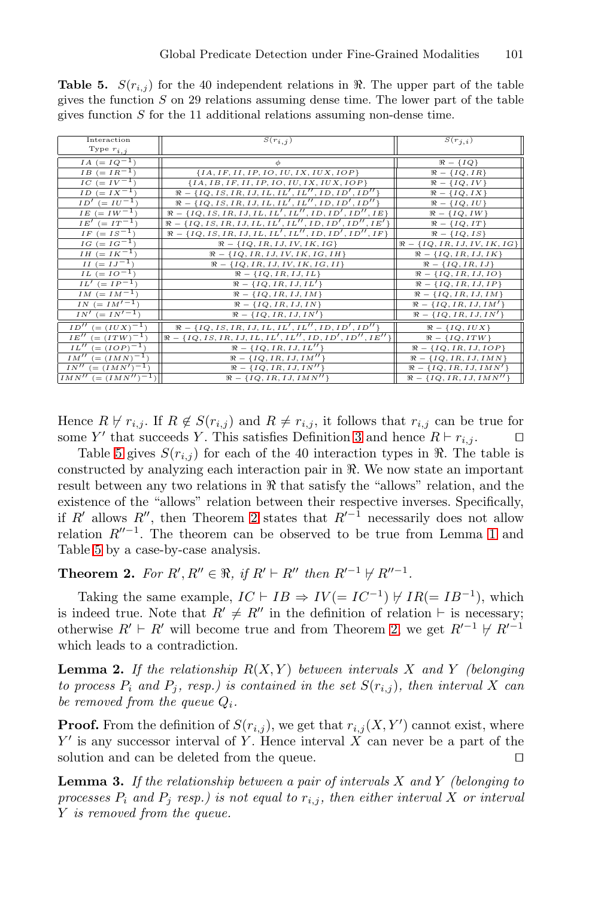**Table 5.** $S(r_{i,j})$ for the 40 independent relations in $\Re$. The upper part of the table gives the function $S$ on 29 relations assuming dense time. The lower part of the table gives function $S$ for the 11 additional relations assuming non-dense time.

| Interaction Type $r_{i,j}$ | $S(r_{i,j})$ | $S(r_{j,i})$ |
|---|---|---|
| $IA\ (= IQ^{-1})$ | $\phi$ | $\Re - \{IQ\}$ |
| $IB\ (= IR^{-1})$ | $\{IA, IF, II, IP, IO, IU, IX, IUX, IOP\}$ | $\Re - \{IQ, IR\}$ |
| $IC\ (= IV^{-1})$ | $\{IA, IB, IF, II, IP, IO, IU, IX, IUX, IOP\}$ | $\Re - \{IQ, IV\}$ |
| $ID\ (= IX^{-1})$ | $\Re - \{IQ, IS, IR, IJ, IL, IL', IL'', ID, ID', ID''\}$ | $\Re - \{IQ, IX\}$ |
| $ID'\ (= IU^{-1})$ | $\Re - \{IQ, IS, IR, IJ, IL, IL', IL'', ID, ID', ID''\}$ | $\Re - \{IQ, IU\}$ |
| $IE\ (= IW^{-1})$ | $\Re - \{IQ, IS, IR, IJ, IL, IL', IL'', ID, ID', ID'', IE\}$ | $\Re - \{IQ, IW\}$ |
| $IE'\ (= IT^{-1})$ | $\Re - \{IQ, IS, IR, IJ, IL, IL', IL'', ID, ID', ID'', IE'\}$ | $\Re - \{IQ, IT\}$ |
| $IF\ (= IS^{-1})$ | $\Re - \{IQ, IS, IR, IJ, IL, IL', IL'', ID, ID', ID'', IF\}$ | $\Re - \{IQ, IS\}$ |
| $IG\ (= IG^{-1})$ | $\Re - \{IQ, IR, IJ, IV, IK, IG\}$ | $\Re - \{IQ, IR, IJ, IV, IK, IG\}$ |
| $IH\ (= IK^{-1})$ | $\Re - \{IQ, IR, IJ, IV, IK, IG, IH\}$ | $\Re - \{IQ, IR, IJ, IK\}$ |
| $II\ (= IJ^{-1})$ | $\Re - \{IQ, IR, IJ, IV, IK, IG, II\}$ | $\Re - \{IQ, IR, IJ\}$ |
| $IL\ (= IO^{-1})$ | $\Re - \{IQ, IR, IJ, IL\}$ | $\Re - \{IQ, IR, IJ, IO\}$ |
| $IL'\ (= IP^{-1})$ | $\Re - \{IQ, IR, IJ, IL'\}$ | $\Re - \{IQ, IR, IJ, IP\}$ |
| $IM\ (= IM^{-1})$ | $\Re - \{IQ, IR, IJ, IM\}$ | $\Re - \{IQ, IR, IJ, IM\}$ |
| $IN\ (= IM'^{-1})$ | $\Re - \{IQ, IR, IJ, IN\}$ | $\Re - \{IQ, IR, IJ, IM'\}$ |
| $IN'\ (= IN'^{-1})$ | $\Re - \{IQ, IR, IJ, IN'\}$ | $\Re - \{IQ, IR, IJ, IN'\}$ |
| $ID''\ (= (IUX)^{-1})$ | $\Re - \{IQ, IS, IR, IJ, IL, IL', IL'', ID, ID', ID''\}$ | $\Re - \{IQ, IUX\}$ |
| $IE''\ (= (ITW)^{-1})$ | $\Re - \{IQ, IS, IR, IJ, IL, IL', IL'', ID, ID', ID'', IE''\}$ | $\Re - \{IQ, ITW\}$ |
| $IL''\ (= (IOP)^{-1})$ | $\Re - \{IQ, IR, IJ, IL''\}$ | $\Re - \{IQ, IR, IJ, IOP\}$ |
| $IM''\ (= (IMN)^{-1})$ | $\Re - \{IQ, IR, IJ, IM''\}$ | $\Re - \{IQ, IR, IJ, IMN\}$ |
| $IN''\ (= (IMN')^{-1})$ | $\Re - \{IQ, IR, IJ, IN''\}$ | $\Re - \{IQ, IR, IJ, IMN'\}$ |
| $IMN''\ (= (IMN'')^{-1})$ | $\Re - \{IQ, IR, IJ, IMN''\}$ | $\Re - \{IQ, IR, IJ, IMN''\}$ |

Hence $R \not\vdash r_{i,j}$. If $R \notin S(r_{i,j})$ and $R \neq r_{i,j}$, it follows that $r_{i,j}$ can be true for some $Y'$ that succeeds $Y$. This satisfies Definition 3 and hence $R \vdash r_{i,j}$. ◻

Table 5 gives $S(r_{i,j})$ for each of the 40 interaction types in $\Re$. The table is constructed by analyzing each interaction pair in $\Re$. We now state an important result between any two relations in $\Re$ that satisfy the "allows" relation, and the existence of the "allows" relation between their respective inverses. Specifically, if $R'$ allows $R''$, then Theorem 2 states that $R'^{-1}$ necessarily does not allow relation $R''^{-1}$. The theorem can be observed to be true from Lemma 1 and Table 5 by a case-by-case analysis.

**Theorem 2.** *For $R', R'' \in \Re$, if $R' \vdash R''$ then $R'^{-1} \not\vdash R''^{-1}$.*

Taking the same example, $IC \vdash IB \Rightarrow IV(= IC^{-1}) \not\vdash IR(= IB^{-1})$, which is indeed true. Note that $R' \neq R''$ in the definition of relation $\vdash$ is necessary; otherwise $R' \vdash R'$ will become true and from Theorem 2, we get $R'^{-1} \not\vdash R'^{-1}$ which leads to a contradiction.

**Lemma 2.** *If the relationship $R(X, Y)$ between intervals $X$ and $Y$ (belonging to process $P_i$ and $P_j$, resp.) is contained in the set $S(r_{i,j})$, then interval $X$ can be removed from the queue $Q_i$.*

**Proof.** From the definition of $S(r_{i,j})$, we get that $r_{i,j}(X, Y')$ cannot exist, where $Y'$ is any successor interval of $Y$. Hence interval $X$ can never be a part of the solution and can be deleted from the queue. ◻

**Lemma 3.** *If the relationship between a pair of intervals $X$ and $Y$ (belonging to processes $P_i$ and $P_j$ resp.) is not equal to $r_{i,j}$, then either interval $X$ or interval $Y$ is removed from the queue.*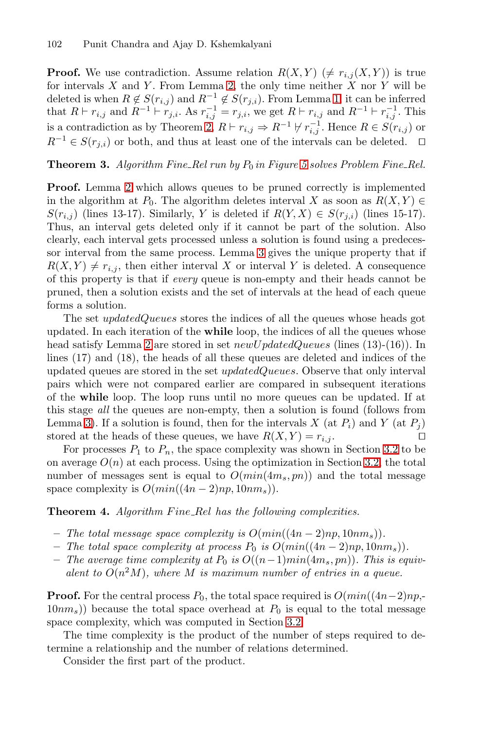**Proof.** We use contradiction. Assume relation $R(X,Y)$ $(\neq r_{i,j}(X,Y))$ is true for intervals $X$ and $Y$. From Lemma 2, the only time neither $X$ nor $Y$ will be deleted is when $R \notin S(r_{i,j})$ and $R^{-1} \notin S(r_{j,i})$. From Lemma 1, it can be inferred that $R \vdash r_{i,j}$ and $R^{-1} \vdash r_{j,i}$. As $r_{i,j}^{-1} = r_{j,i}$, we get $R \vdash r_{i,j}$ and $R^{-1} \vdash r_{i,j}^{-1}$. This is a contradiction as by Theorem 2, $R \vdash r_{i,j} \Rightarrow R^{-1} \not\vdash r_{i,j}^{-1}$. Hence $R \in S(r_{i,j})$ or $R^{-1} \in S(r_{j,i})$ or both, and thus at least one of the intervals can be deleted. □

**Theorem 3.** *Algorithm Fine_Rel run by $P_0$ in Figure 5 solves Problem Fine_Rel.*

**Proof.** Lemma 2 which allows queues to be pruned correctly is implemented in the algorithm at $P_0$. The algorithm deletes interval $X$ as soon as $R(X,Y) \in S(r_{i,j})$ (lines 13-17). Similarly, $Y$ is deleted if $R(Y,X) \in S(r_{j,i})$ (lines 15-17). Thus, an interval gets deleted only if it cannot be part of the solution. Also clearly, each interval gets processed unless a solution is found using a predecessor interval from the same process. Lemma 3 gives the unique property that if $R(X,Y) \neq r_{i,j}$, then either interval $X$ or interval $Y$ is deleted. A consequence of this property is that if *every* queue is non-empty and their heads cannot be pruned, then a solution exists and the set of intervals at the head of each queue forms a solution.

The set *updatedQueues* stores the indices of all the queues whose heads got updated. In each iteration of the **while** loop, the indices of all the queues whose head satisfy Lemma 2 are stored in set *newUpdatedQueues* (lines (13)-(16)). In lines (17) and (18), the heads of all these queues are deleted and indices of the updated queues are stored in the set *updatedQueues*. Observe that only interval pairs which were not compared earlier are compared in subsequent iterations of the **while** loop. The loop runs until no more queues can be updated. If at this stage *all* the queues are non-empty, then a solution is found (follows from Lemma 3). If a solution is found, then for the intervals $X$ (at $P_i$) and $Y$ (at $P_j$) stored at the heads of these queues, we have $R(X,Y) = r_{i,j}$. □

For processes $P_1$ to $P_n$, the space complexity was shown in Section 3.2 to be on average $O(n)$ at each process. Using the optimization in Section 3.2, the total number of messages sent is equal to $O(min(4m_s, pn))$ and the total message space complexity is $O(min((4n-2)np, 10nm_s))$.

**Theorem 4.** *Algorithm Fine_Rel has the following complexities.*

- *The total message space complexity is $O(min((4n-2)np, 10nm_s))$.*
- *The total space complexity at process $P_0$ is $O(min((4n-2)np, 10nm_s))$.*
- *The average time complexity at $P_0$ is $O((n-1)min(4m_s, pn))$. This is equivalent to $O(n^2M)$, where $M$ is maximum number of entries in a queue.*

**Proof.** For the central process $P_0$, the total space required is $O(min((4n-2)np, 10nm_s))$ because the total space overhead at $P_0$ is equal to the total message space complexity, which was computed in Section 3.2.

The time complexity is the product of the number of steps required to determine a relationship and the number of relations determined.

Consider the first part of the product.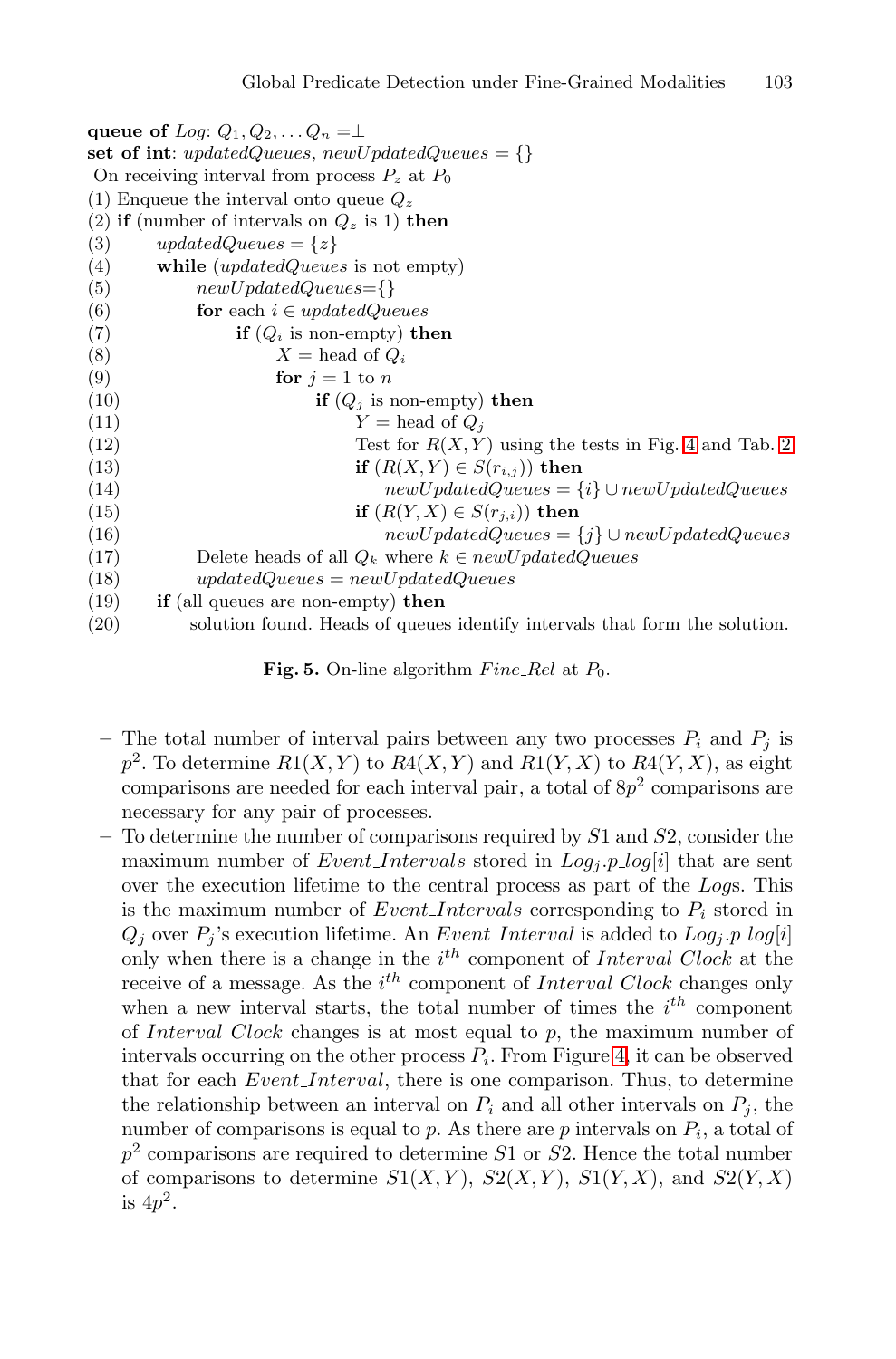```
queue of Log: Q1, Q2, ... Qn = ⊥
set of int: updatedQueues, newUpdatedQueues = {}
On receiving interval from process Pz at P0
(1) Enqueue the interval onto queue Qz
(2) if (number of intervals on Qz is 1) then
(3)       updatedQueues = {z}
(4)       while (updatedQueues is not empty)
(5)            newUpdatedQueues={}
(6)            for each i ∈ updatedQueues
(7)                 if (Qi is non-empty) then
(8)                      X = head of Qi
(9)                      for j = 1 to n
(10)                          if (Qj is non-empty) then
(11)                               Y = head of Qj
(12)                               Test for R(X, Y) using the tests in Fig. 4 and Tab. 2
(13)                               if (R(X, Y) ∈ S(r_{i,j})) then
(14)                                    newUpdatedQueues = {i} ∪ newUpdatedQueues
(15)                               if (R(Y, X) ∈ S(r_{j,i})) then
(16)                                    newUpdatedQueues = {j} ∪ newUpdatedQueues
(17)           Delete heads of all Qk where k ∈ newUpdatedQueues
(18)           updatedQueues = newUpdatedQueues
(19)      if (all queues are non-empty) then
(20)           solution found. Heads of queues identify intervals that form the solution.
```

**Fig. 5.** On-line algorithm *Fine_Rel* at $P_0$.

- The total number of interval pairs between any two processes $P_i$ and $P_j$ is $p^2$. To determine $R1(X, Y)$ to $R4(X, Y)$ and $R1(Y, X)$ to $R4(Y, X)$, as eight comparisons are needed for each interval pair, a total of $8p^2$ comparisons are necessary for any pair of processes.
- To determine the number of comparisons required by $S1$ and $S2$, consider the maximum number of *Event_Intervals* stored in $Log_j.p\_log[i]$ that are sent over the execution lifetime to the central process as part of the *Log*s. This is the maximum number of *Event_Intervals* corresponding to $P_i$ stored in $Q_j$ over $P_j$'s execution lifetime. An *Event_Interval* is added to $Log_j.p\_log[i]$ only when there is a change in the $i^{th}$ component of *Interval Clock* at the receive of a message. As the $i^{th}$ component of *Interval Clock* changes only when a new interval starts, the total number of times the $i^{th}$ component of *Interval Clock* changes is at most equal to $p$, the maximum number of intervals occurring on the other process $P_i$. From Figure 4, it can be observed that for each *Event_Interval*, there is one comparison. Thus, to determine the relationship between an interval on $P_i$ and all other intervals on $P_j$, the number of comparisons is equal to $p$. As there are $p$ intervals on $P_i$, a total of $p^2$ comparisons are required to determine $S1$ or $S2$. Hence the total number of comparisons to determine $S1(X, Y)$, $S2(X, Y)$, $S1(Y, X)$, and $S2(Y, X)$ is $4p^2$.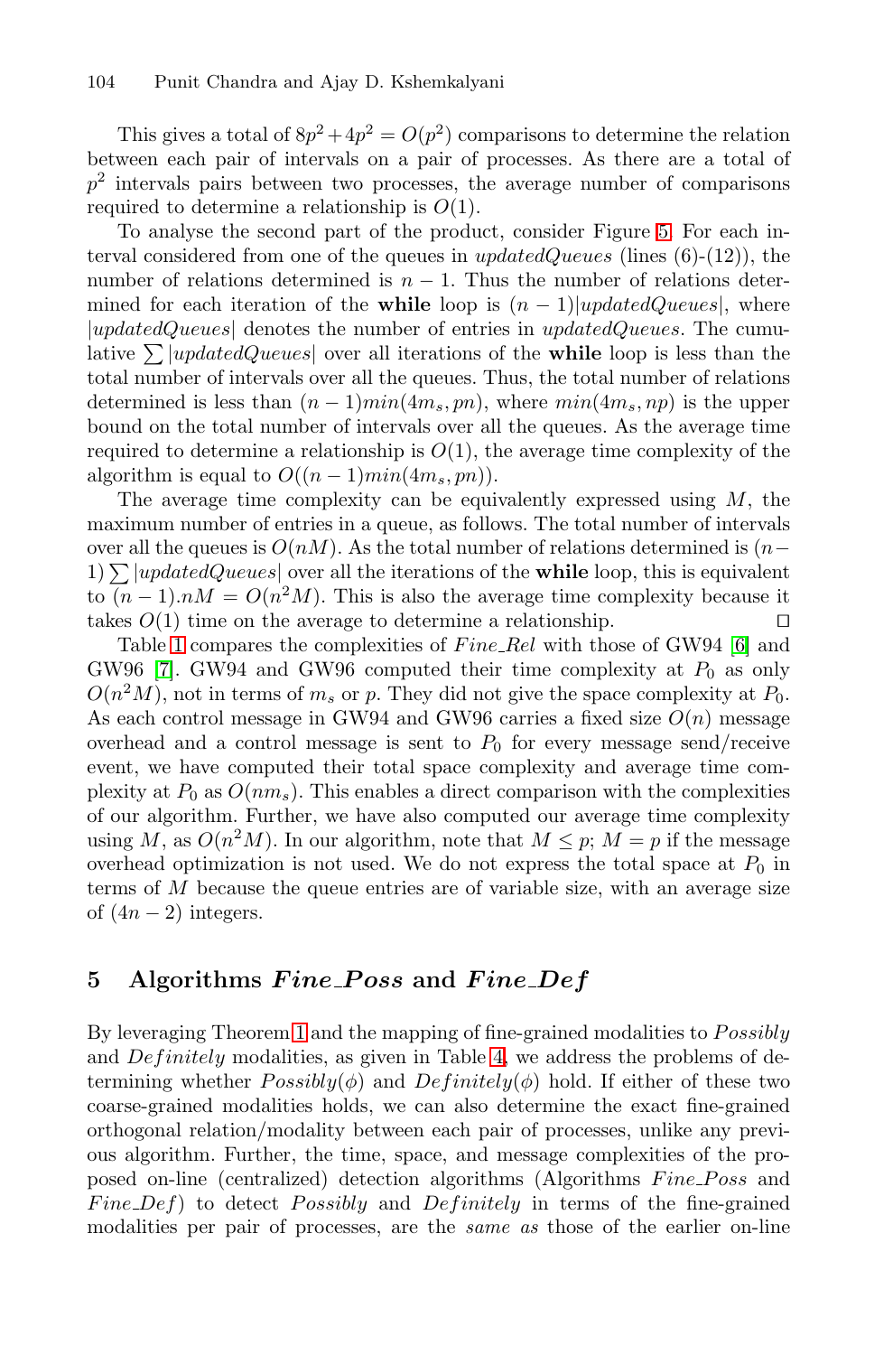This gives a total of $8p^2 + 4p^2 = O(p^2)$ comparisons to determine the relation between each pair of intervals on a pair of processes. As there are a total of $p^2$ intervals pairs between two processes, the average number of comparisons required to determine a relationship is $O(1)$.

To analyse the second part of the product, consider Figure 5. For each interval considered from one of the queues in *updatedQueues* (lines (6)-(12)), the number of relations determined is $n-1$. Thus the number of relations determined for each iteration of the **while** loop is $(n-1)|updatedQueues|$, where $|updatedQueues|$ denotes the number of entries in *updatedQueues*. The cumulative $\sum |updatedQueues|$ over all iterations of the **while** loop is less than the total number of intervals over all the queues. Thus, the total number of relations determined is less than $(n-1)min(4m_s, pn)$, where $min(4m_s, np)$ is the upper bound on the total number of intervals over all the queues. As the average time required to determine a relationship is $O(1)$, the average time complexity of the algorithm is equal to $O((n-1)min(4m_s, pn))$.

The average time complexity can be equivalently expressed using $M$, the maximum number of entries in a queue, as follows. The total number of intervals over all the queues is $O(nM)$. As the total number of relations determined is $(n-1)\sum |updatedQueues|$ over all the iterations of the **while** loop, this is equivalent to $(n-1).nM = O(n^2 M)$. This is also the average time complexity because it takes $O(1)$ time on the average to determine a relationship. □

Table 1 compares the complexities of *Fine_Rel* with those of GW94 [6] and GW96 [7]. GW94 and GW96 computed their time complexity at $P_0$ as only $O(n^2 M)$, not in terms of $m_s$ or $p$. They did not give the space complexity at $P_0$. As each control message in GW94 and GW96 carries a fixed size $O(n)$ message overhead and a control message is sent to $P_0$ for every message send/receive event, we have computed their total space complexity and average time complexity at $P_0$ as $O(nm_s)$. This enables a direct comparison with the complexities of our algorithm. Further, we have also computed our average time complexity using $M$, as $O(n^2 M)$. In our algorithm, note that $M \leq p$; $M = p$ if the message overhead optimization is not used. We do not express the total space at $P_0$ in terms of $M$ because the queue entries are of variable size, with an average size of $(4n-2)$ integers.

## 5 Algorithms *Fine_Poss* and *Fine_Def*

By leveraging Theorem 1 and the mapping of fine-grained modalities to *Possibly* and *Definitely* modalities, as given in Table 4, we address the problems of determining whether $Possibly(\phi)$ and $Definitely(\phi)$ hold. If either of these two coarse-grained modalities holds, we can also determine the exact fine-grained orthogonal relation/modality between each pair of processes, unlike any previous algorithm. Further, the time, space, and message complexities of the proposed on-line (centralized) detection algorithms (Algorithms *Fine_Poss* and *Fine_Def*) to detect *Possibly* and *Definitely* in terms of the fine-grained modalities per pair of processes, are the *same as* those of the earlier on-line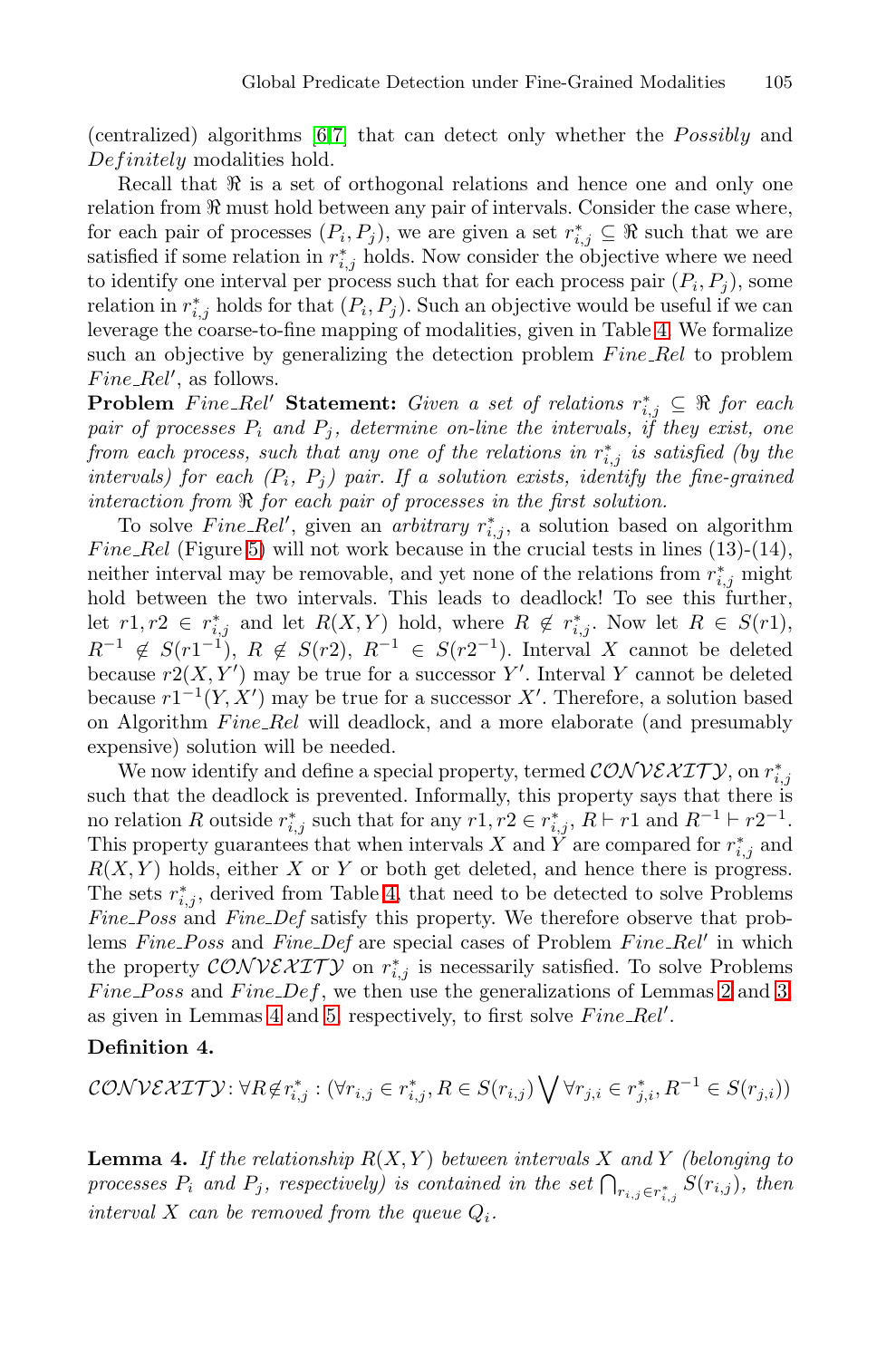(centralized) algorithms [6,7] that can detect only whether the *Possibly* and *Definitely* modalities hold.

Recall that $\Re$ is a set of orthogonal relations and hence one and only one relation from $\Re$ must hold between any pair of intervals. Consider the case where, for each pair of processes $(P_i, P_j)$, we are given a set $r^*_{i,j} \subseteq \Re$ such that we are satisfied if some relation in $r^*_{i,j}$ holds. Now consider the objective where we need to identify one interval per process such that for each process pair $(P_i, P_j)$, some relation in $r^*_{i,j}$ holds for that $(P_i, P_j)$. Such an objective would be useful if we can leverage the coarse-to-fine mapping of modalities, given in Table 4. We formalize such an objective by generalizing the detection problem *Fine_Rel* to problem *Fine_Rel'*, as follows.

**Problem** *Fine_Rel'* **Statement:** *Given a set of relations $r^*_{i,j} \subseteq \Re$ for each pair of processes $P_i$ and $P_j$, determine on-line the intervals, if they exist, one from each process, such that any one of the relations in $r^*_{i,j}$ is satisfied (by the intervals) for each ($P_i$, $P_j$) pair. If a solution exists, identify the fine-grained interaction from $\Re$ for each pair of processes in the first solution.*

To solve *Fine_Rel'*, given an *arbitrary* $r^*_{i,j}$, a solution based on algorithm *Fine_Rel* (Figure 5) will not work because in the crucial tests in lines (13)-(14), neither interval may be removable, and yet none of the relations from $r^*_{i,j}$ might hold between the two intervals. This leads to deadlock! To see this further, let $r1, r2 \in r^*_{i,j}$ and let $R(X, Y)$ hold, where $R \notin r^*_{i,j}$. Now let $R \in S(r1)$, $R^{-1} \notin S(r1^{-1})$, $R \notin S(r2)$, $R^{-1} \in S(r2^{-1})$. Interval $X$ cannot be deleted because $r2(X, Y')$ may be true for a successor $Y'$. Interval $Y$ cannot be deleted because $r1^{-1}(Y, X')$ may be true for a successor $X'$. Therefore, a solution based on Algorithm *Fine_Rel* will deadlock, and a more elaborate (and presumably expensive) solution will be needed.

We now identify and define a special property, termed $\mathcal{CONVEXITY}$, on $r^*_{i,j}$ such that the deadlock is prevented. Informally, this property says that there is no relation $R$ outside $r^*_{i,j}$ such that for any $r1, r2 \in r^*_{i,j}$, $R \vdash r1$ and $R^{-1} \vdash r2^{-1}$. This property guarantees that when intervals $X$ and $Y$ are compared for $r^*_{i,j}$ and $R(X, Y)$ holds, either $X$ or $Y$ or both get deleted, and hence there is progress. The sets $r^*_{i,j}$, derived from Table 4, that need to be detected to solve Problems *Fine_Poss* and *Fine_Def* satisfy this property. We therefore observe that problems *Fine_Poss* and *Fine_Def* are special cases of Problem *Fine_Rel'* in which the property $\mathcal{CONVEXITY}$ on $r^*_{i,j}$ is necessarily satisfied. To solve Problems *Fine_Poss* and *Fine_Def*, we then use the generalizations of Lemmas 2 and 3, as given in Lemmas 4 and 5, respectively, to first solve *Fine_Rel'*.

**Definition 4.**

$$\mathcal{CONVEXITY}: \forall R \notin r^*_{i,j} : (\forall r_{i,j} \in r^*_{i,j}, R \in S(r_{i,j}) \bigvee \forall r_{j,i} \in r^*_{j,i}, R^{-1} \in S(r_{j,i}))$$

**Lemma 4.** *If the relationship $R(X, Y)$ between intervals $X$ and $Y$ (belonging to processes $P_i$ and $P_j$, respectively) is contained in the set $\bigcap_{r_{i,j} \in r^*_{i,j}} S(r_{i,j})$, then interval $X$ can be removed from the queue $Q_i$.*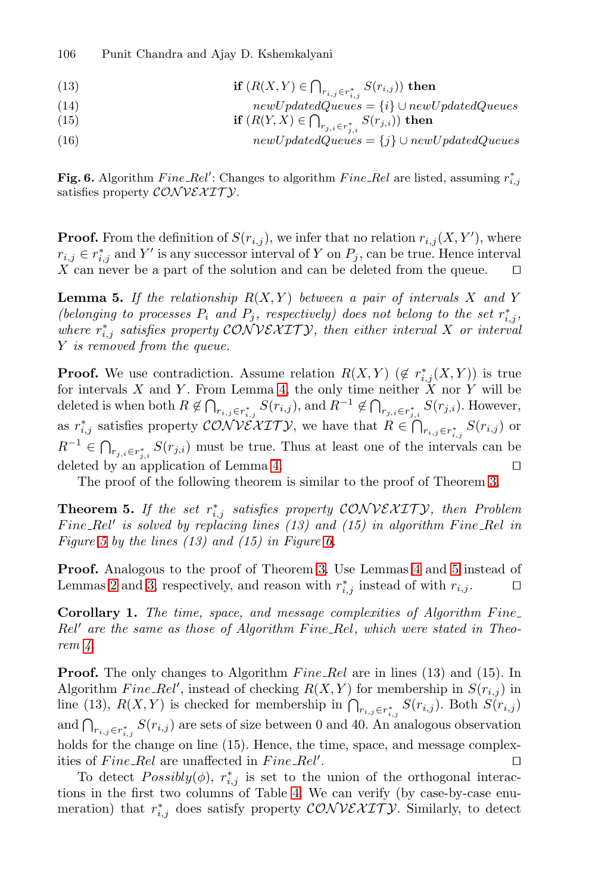(13) **if** $(R(X,Y) \in \bigcap_{r_{i,j} \in r^*_{i,j}} S(r_{i,j}))$ **then**

(14) $newUpdatedQueues = \{i\} \cup newUpdatedQueues$

(15) **if** $(R(Y,X) \in \bigcap_{r_{j,i} \in r^*_{j,i}} S(r_{j,i}))$ **then**

(16) $newUpdatedQueues = \{j\} \cup newUpdatedQueues$

**Fig. 6.** Algorithm *Fine_Rel′*: Changes to algorithm *Fine_Rel* are listed, assuming $r^*_{i,j}$ satisfies property $\mathcal{CONVEXITY}$.

**Proof.** From the definition of $S(r_{i,j})$, we infer that no relation $r_{i,j}(X, Y')$, where $r_{i,j} \in r^*_{i,j}$ and $Y'$ is any successor interval of $Y$ on $P_j$, can be true. Hence interval $X$ can never be a part of the solution and can be deleted from the queue. □

**Lemma 5.** *If the relationship $R(X,Y)$ between a pair of intervals $X$ and $Y$ (belonging to processes $P_i$ and $P_j$, respectively) does not belong to the set $r^*_{i,j}$, where $r^*_{i,j}$ satisfies property $\mathcal{CONVEXITY}$, then either interval $X$ or interval $Y$ is removed from the queue.*

**Proof.** We use contradiction. Assume relation $R(X,Y)$ ($\notin r^*_{i,j}(X,Y)$) is true for intervals $X$ and $Y$. From Lemma 4, the only time neither $X$ nor $Y$ will be deleted is when both $R \notin \bigcap_{r_{i,j} \in r^*_{i,j}} S(r_{i,j})$, and $R^{-1} \notin \bigcap_{r_{j,i} \in r^*_{j,i}} S(r_{j,i})$. However, as $r^*_{i,j}$ satisfies property $\mathcal{CONVEXITY}$, we have that $R \in \bigcap_{r_{i,j} \in r^*_{i,j}} S(r_{i,j})$ or $R^{-1} \in \bigcap_{r_{j,i} \in r^*_{j,i}} S(r_{j,i})$ must be true. Thus at least one of the intervals can be deleted by an application of Lemma 4. □

The proof of the following theorem is similar to the proof of Theorem 3.

**Theorem 5.** *If the set $r^*_{i,j}$ satisfies property $\mathcal{CONVEXITY}$, then Problem Fine_Rel′ is solved by replacing lines (13) and (15) in algorithm Fine_Rel in Figure 5 by the lines (13) and (15) in Figure 6.*

**Proof.** Analogous to the proof of Theorem 3. Use Lemmas 4 and 5 instead of Lemmas 2 and 3, respectively, and reason with $r^*_{i,j}$ instead of with $r_{i,j}$. □

**Corollary 1.** *The time, space, and message complexities of Algorithm Fine_Rel′ are the same as those of Algorithm Fine_Rel, which were stated in Theorem 4.*

**Proof.** The only changes to Algorithm *Fine_Rel* are in lines (13) and (15). In Algorithm *Fine_Rel′*, instead of checking $R(X,Y)$ for membership in $S(r_{i,j})$ in line (13), $R(X,Y)$ is checked for membership in $\bigcap_{r_{i,j} \in r^*_{i,j}} S(r_{i,j})$. Both $S(r_{i,j})$ and $\bigcap_{r_{i,j} \in r^*_{i,j}} S(r_{i,j})$ are sets of size between 0 and 40. An analogous observation holds for the change on line (15). Hence, the time, space, and message complexities of *Fine_Rel* are unaffected in *Fine_Rel′*. □

To detect $Possibly(\phi)$, $r^*_{i,j}$ is set to the union of the orthogonal interactions in the first two columns of Table 4. We can verify (by case-by-case enumeration) that $r^*_{i,j}$ does satisfy property $\mathcal{CONVEXITY}$. Similarly, to detect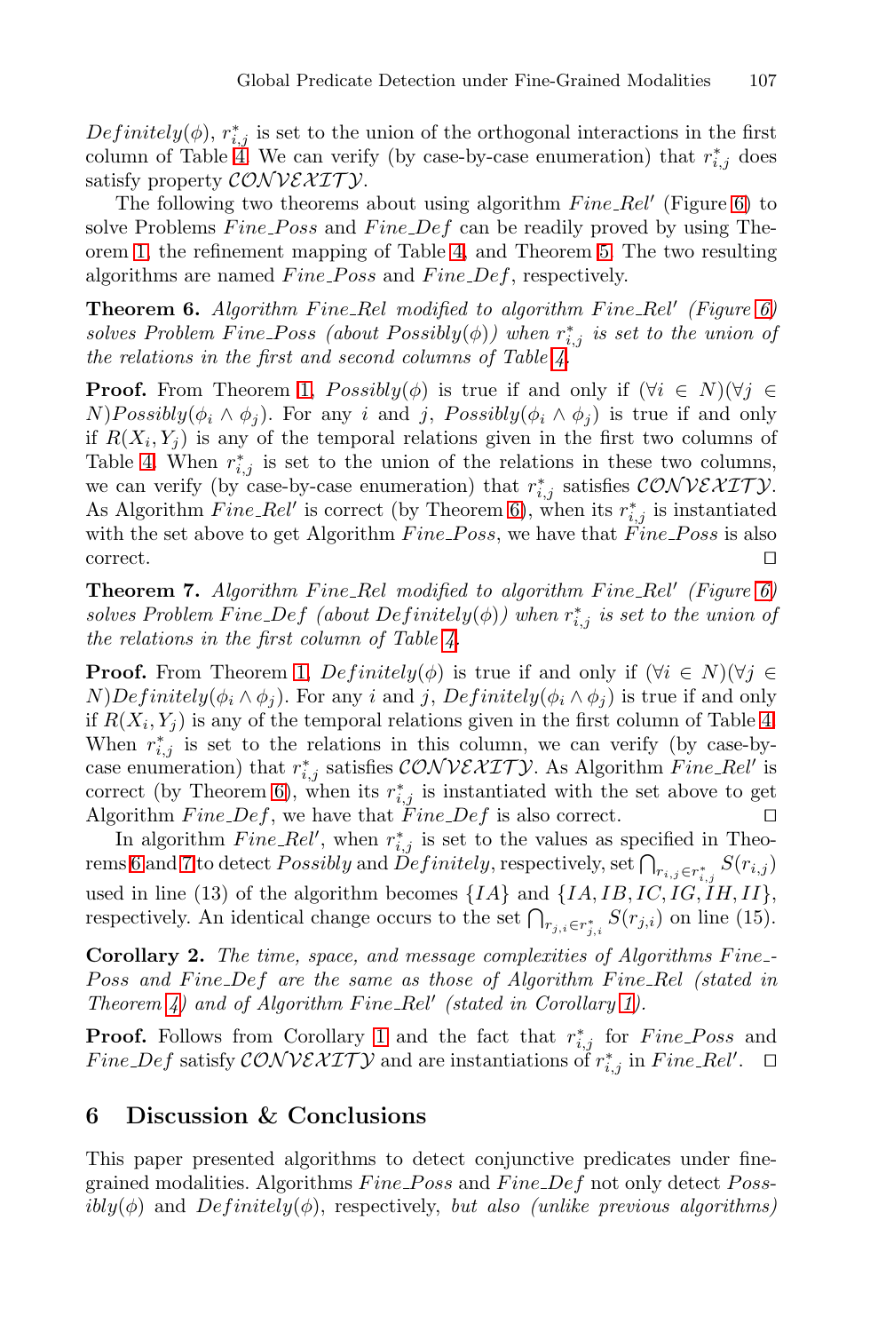*Definitely*($\phi$), $r^*_{i,j}$ is set to the union of the orthogonal interactions in the first column of Table 4. We can verify (by case-by-case enumeration) that $r^*_{i,j}$ does satisfy property $\mathcal{CONVEXITY}$.

The following two theorems about using algorithm *Fine_Rel′* (Figure 6) to solve Problems *Fine_Poss* and *Fine_Def* can be readily proved by using Theorem 1, the refinement mapping of Table 4, and Theorem 5. The two resulting algorithms are named *Fine_Poss* and *Fine_Def*, respectively.

**Theorem 6.** *Algorithm Fine_Rel modified to algorithm Fine_Rel′ (Figure 6) solves Problem Fine_Poss (about Possibly($\phi$)) when $r^*_{i,j}$ is set to the union of the relations in the first and second columns of Table 4.*

**Proof.** From Theorem 1, *Possibly*($\phi$) is true if and only if $(\forall i \in N)(\forall j \in N)$*Possibly*$(\phi_i \wedge \phi_j)$. For any $i$ and $j$, *Possibly*$(\phi_i \wedge \phi_j)$ is true if and only if $R(X_i, Y_j)$ is any of the temporal relations given in the first two columns of Table 4. When $r^*_{i,j}$ is set to the union of the relations in these two columns, we can verify (by case-by-case enumeration) that $r^*_{i,j}$ satisfies $\mathcal{CONVEXITY}$. As Algorithm *Fine_Rel′* is correct (by Theorem 6), when its $r^*_{i,j}$ is instantiated with the set above to get Algorithm *Fine_Poss*, we have that *Fine_Poss* is also correct. ◻

**Theorem 7.** *Algorithm Fine_Rel modified to algorithm Fine_Rel′ (Figure 6) solves Problem Fine_Def (about Definitely($\phi$)) when $r^*_{i,j}$ is set to the union of the relations in the first column of Table 4.*

**Proof.** From Theorem 1, *Definitely*($\phi$) is true if and only if $(\forall i \in N)(\forall j \in N)$*Definitely*$(\phi_i \wedge \phi_j)$. For any $i$ and $j$, *Definitely*$(\phi_i \wedge \phi_j)$ is true if and only if $R(X_i, Y_j)$ is any of the temporal relations given in the first column of Table 4. When $r^*_{i,j}$ is set to the relations in this column, we can verify (by case-by-case enumeration) that $r^*_{i,j}$ satisfies $\mathcal{CONVEXITY}$. As Algorithm *Fine_Rel′* is correct (by Theorem 6), when its $r^*_{i,j}$ is instantiated with the set above to get Algorithm *Fine_Def*, we have that *Fine_Def* is also correct. ◻

In algorithm *Fine_Rel′*, when $r^*_{i,j}$ is set to the values as specified in Theorems 6 and 7 to detect *Possibly* and *Definitely*, respectively, set $\bigcap_{r_{i,j} \in r^*_{i,j}} S(r_{i,j})$ used in line (13) of the algorithm becomes $\{IA\}$ and $\{IA, IB, IC, IG, IH, II\}$, respectively. An identical change occurs to the set $\bigcap_{r_{j,i} \in r^*_{j,i}} S(r_{j,i})$ on line (15).

**Corollary 2.** *The time, space, and message complexities of Algorithms Fine_Poss and Fine_Def are the same as those of Algorithm Fine_Rel (stated in Theorem 4) and of Algorithm Fine_Rel′ (stated in Corollary 1).*

**Proof.** Follows from Corollary 1 and the fact that $r^*_{i,j}$ for *Fine_Poss* and *Fine_Def* satisfy $\mathcal{CONVEXITY}$ and are instantiations of $r^*_{i,j}$ in *Fine_Rel′*. ◻

## 6 Discussion & Conclusions

This paper presented algorithms to detect conjunctive predicates under fine-grained modalities. Algorithms *Fine_Poss* and *Fine_Def* not only detect *Possibly*($\phi$) and *Definitely*($\phi$), respectively, *but also (unlike previous algorithms)*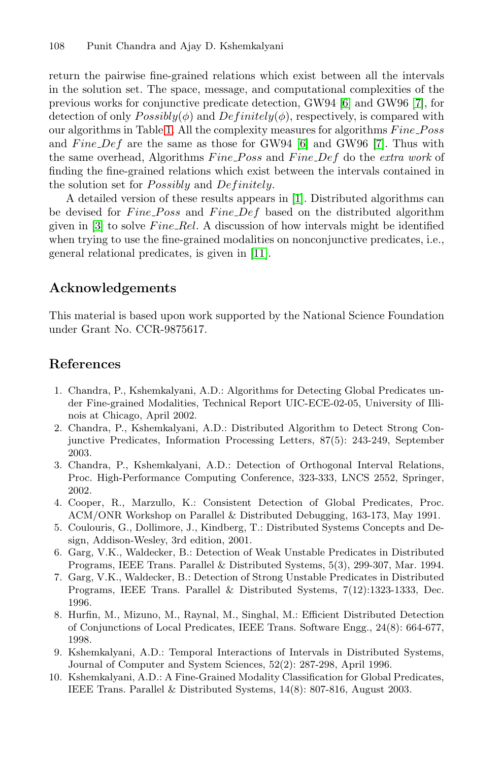return the pairwise fine-grained relations which exist between all the intervals in the solution set. The space, message, and computational complexities of the previous works for conjunctive predicate detection, GW94 [6] and GW96 [7], for detection of only $Possibly(\phi)$ and $Definitely(\phi)$, respectively, is compared with our algorithms in Table 1. All the complexity measures for algorithms $Fine\_Poss$ and $Fine\_Def$ are the same as those for GW94 [6] and GW96 [7]. Thus with the same overhead, Algorithms $Fine\_Poss$ and $Fine\_Def$ do the *extra work* of finding the fine-grained relations which exist between the intervals contained in the solution set for *Possibly* and *Definitely*.

A detailed version of these results appears in [1]. Distributed algorithms can be devised for $Fine\_Poss$ and $Fine\_Def$ based on the distributed algorithm given in [3] to solve $Fine\_Rel$. A discussion of how intervals might be identified when trying to use the fine-grained modalities on nonconjunctive predicates, i.e., general relational predicates, is given in [11].

## Acknowledgements

This material is based upon work supported by the National Science Foundation under Grant No. CCR-9875617.

## References

1. Chandra, P., Kshemkalyani, A.D.: Algorithms for Detecting Global Predicates under Fine-grained Modalities, Technical Report UIC-ECE-02-05, University of Illinois at Chicago, April 2002.
2. Chandra, P., Kshemkalyani, A.D.: Distributed Algorithm to Detect Strong Conjunctive Predicates, Information Processing Letters, 87(5): 243-249, September 2003.
3. Chandra, P., Kshemkalyani, A.D.: Detection of Orthogonal Interval Relations, Proc. High-Performance Computing Conference, 323-333, LNCS 2552, Springer, 2002.
4. Cooper, R., Marzullo, K.: Consistent Detection of Global Predicates, Proc. ACM/ONR Workshop on Parallel & Distributed Debugging, 163-173, May 1991.
5. Coulouris, G., Dollimore, J., Kindberg, T.: Distributed Systems Concepts and Design, Addison-Wesley, 3rd edition, 2001.
6. Garg, V.K., Waldecker, B.: Detection of Weak Unstable Predicates in Distributed Programs, IEEE Trans. Parallel & Distributed Systems, 5(3), 299-307, Mar. 1994.
7. Garg, V.K., Waldecker, B.: Detection of Strong Unstable Predicates in Distributed Programs, IEEE Trans. Parallel & Distributed Systems, 7(12):1323-1333, Dec. 1996.
8. Hurfin, M., Mizuno, M., Raynal, M., Singhal, M.: Efficient Distributed Detection of Conjunctions of Local Predicates, IEEE Trans. Software Engg., 24(8): 664-677, 1998.
9. Kshemkalyani, A.D.: Temporal Interactions of Intervals in Distributed Systems, Journal of Computer and System Sciences, 52(2): 287-298, April 1996.
10. Kshemkalyani, A.D.: A Fine-Grained Modality Classification for Global Predicates, IEEE Trans. Parallel & Distributed Systems, 14(8): 807-816, August 2003.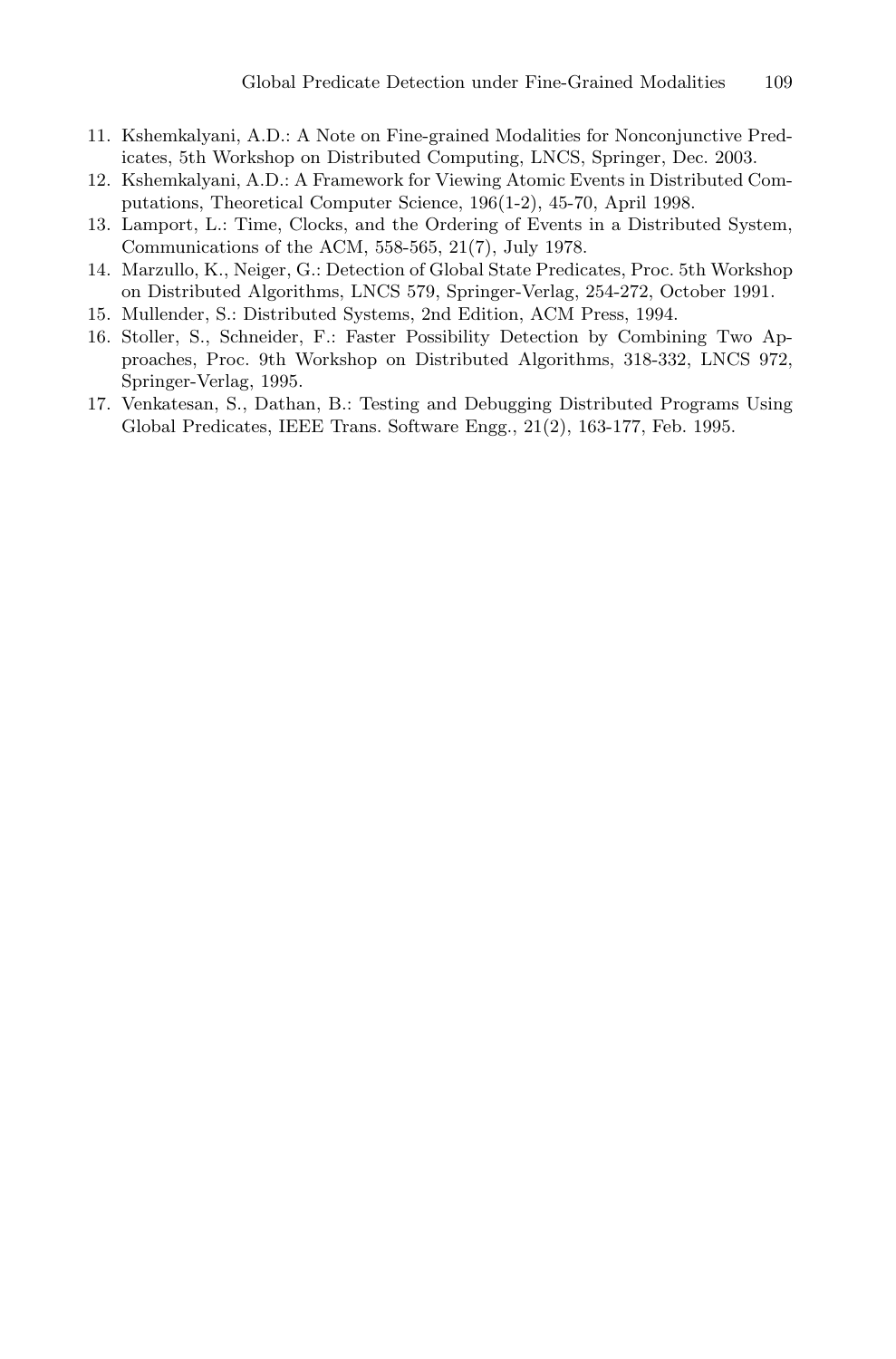11. Kshemkalyani, A.D.: A Note on Fine-grained Modalities for Nonconjunctive Predicates, 5th Workshop on Distributed Computing, LNCS, Springer, Dec. 2003.
12. Kshemkalyani, A.D.: A Framework for Viewing Atomic Events in Distributed Computations, Theoretical Computer Science, 196(1-2), 45-70, April 1998.
13. Lamport, L.: Time, Clocks, and the Ordering of Events in a Distributed System, Communications of the ACM, 558-565, 21(7), July 1978.
14. Marzullo, K., Neiger, G.: Detection of Global State Predicates, Proc. 5th Workshop on Distributed Algorithms, LNCS 579, Springer-Verlag, 254-272, October 1991.
15. Mullender, S.: Distributed Systems, 2nd Edition, ACM Press, 1994.
16. Stoller, S., Schneider, F.: Faster Possibility Detection by Combining Two Approaches, Proc. 9th Workshop on Distributed Algorithms, 318-332, LNCS 972, Springer-Verlag, 1995.
17. Venkatesan, S., Dathan, B.: Testing and Debugging Distributed Programs Using Global Predicates, IEEE Trans. Software Engg., 21(2), 163-177, Feb. 1995.